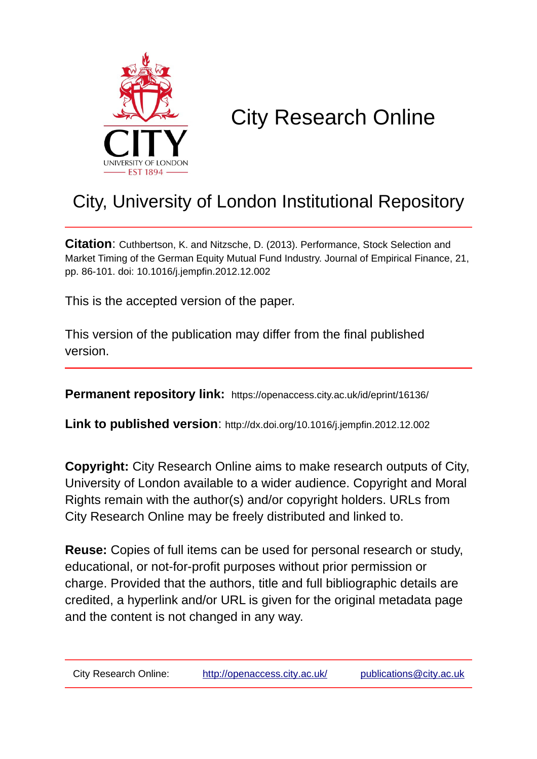# City Research Online

## City, University of London Institutional Repository

**Citation**: Cuthbertson, K. and Nitzsche, D. (2013). Performance, Stock Selection and Market Timing of the German Equity Mutual Fund Industry. Journal of Empirical Finance, 21, pp. 86-101. doi: 10.1016/j.jempfin.2012.12.002

This is the accepted version of the paper.

This version of the publication may differ from the final published version.

**Permanent repository link:** https://openaccess.city.ac.uk/id/eprint/16136/

**Link to published version**: http://dx.doi.org/10.1016/j.jempfin.2012.12.002

**Copyright:** City Research Online aims to make research outputs of City, University of London available to a wider audience. Copyright and Moral Rights remain with the author(s) and/or copyright holders. URLs from City Research Online may be freely distributed and linked to.

**Reuse:** Copies of full items can be used for personal research or study, educational, or not-for-profit purposes without prior permission or charge. Provided that the authors, title and full bibliographic details are credited, a hyperlink and/or URL is given for the original metadata page and the content is not changed in any way.

City Research Online: http://openaccess.city.ac.uk/ publications@city.ac.uk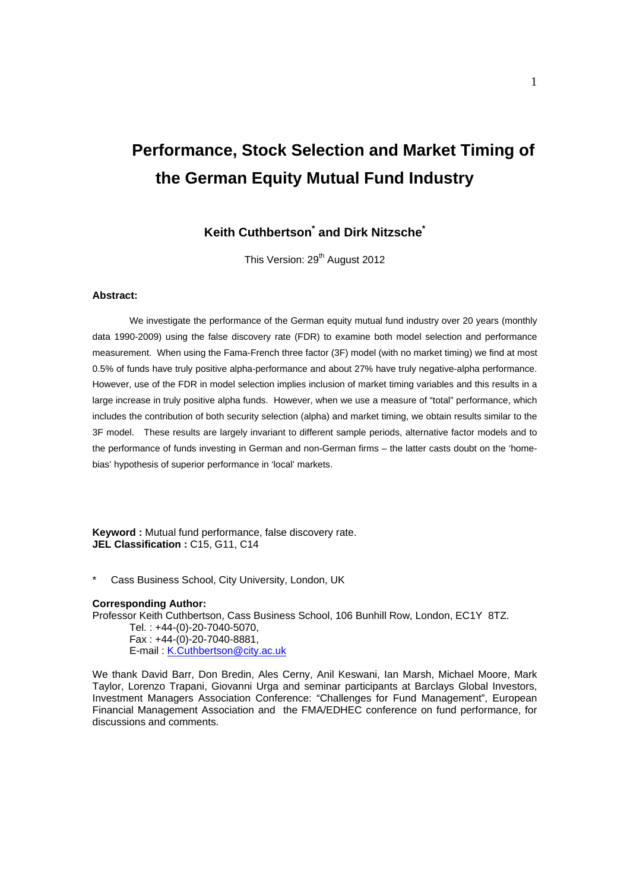# Performance, Stock Selection and Market Timing of the German Equity Mutual Fund Industry

**Keith Cuthbertson[*] and Dirk Nitzsche[*]**

This Version: 29th August 2012

**Abstract:**

We investigate the performance of the German equity mutual fund industry over 20 years (monthly data 1990-2009) using the false discovery rate (FDR) to examine both model selection and performance measurement. When using the Fama-French three factor (3F) model (with no market timing) we find at most 0.5% of funds have truly positive alpha-performance and about 27% have truly negative-alpha performance. However, use of the FDR in model selection implies inclusion of market timing variables and this results in a large increase in truly positive alpha funds. However, when we use a measure of "total" performance, which includes the contribution of both security selection (alpha) and market timing, we obtain results similar to the 3F model. These results are largely invariant to different sample periods, alternative factor models and to the performance of funds investing in German and non-German firms – the latter casts doubt on the 'home-bias' hypothesis of superior performance in 'local' markets.

**Keyword :** Mutual fund performance, false discovery rate.
**JEL Classification :** C15, G11, C14

\* Cass Business School, City University, London, UK

**Corresponding Author:**
Professor Keith Cuthbertson, Cass Business School, 106 Bunhill Row, London, EC1Y 8TZ.
Tel. : +44-(0)-20-7040-5070,
Fax : +44-(0)-20-7040-8881,
E-mail : K.Cuthbertson@city.ac.uk

We thank David Barr, Don Bredin, Ales Cerny, Anil Keswani, Ian Marsh, Michael Moore, Mark Taylor, Lorenzo Trapani, Giovanni Urga and seminar participants at Barclays Global Investors, Investment Managers Association Conference: "Challenges for Fund Management", European Financial Management Association and the FMA/EDHEC conference on fund performance, for discussions and comments.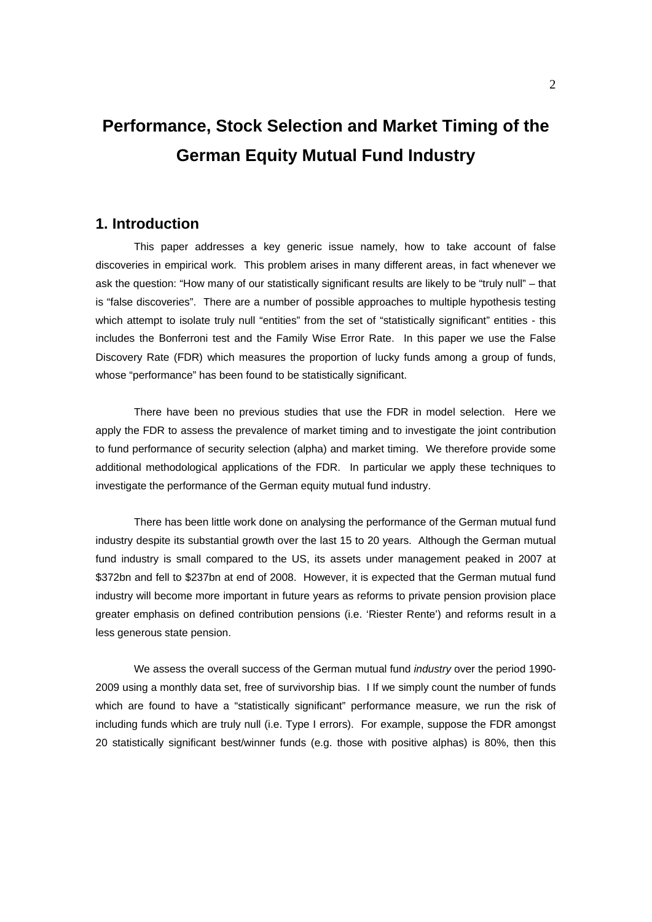# Performance, Stock Selection and Market Timing of the German Equity Mutual Fund Industry

## 1. Introduction

This paper addresses a key generic issue namely, how to take account of false discoveries in empirical work. This problem arises in many different areas, in fact whenever we ask the question: "How many of our statistically significant results are likely to be "truly null" – that is "false discoveries". There are a number of possible approaches to multiple hypothesis testing which attempt to isolate truly null "entities" from the set of "statistically significant" entities - this includes the Bonferroni test and the Family Wise Error Rate. In this paper we use the False Discovery Rate (FDR) which measures the proportion of lucky funds among a group of funds, whose "performance" has been found to be statistically significant.

There have been no previous studies that use the FDR in model selection. Here we apply the FDR to assess the prevalence of market timing and to investigate the joint contribution to fund performance of security selection (alpha) and market timing. We therefore provide some additional methodological applications of the FDR. In particular we apply these techniques to investigate the performance of the German equity mutual fund industry.

There has been little work done on analysing the performance of the German mutual fund industry despite its substantial growth over the last 15 to 20 years. Although the German mutual fund industry is small compared to the US, its assets under management peaked in 2007 at $372bn and fell to $237bn at end of 2008. However, it is expected that the German mutual fund industry will become more important in future years as reforms to private pension provision place greater emphasis on defined contribution pensions (i.e. 'Riester Rente') and reforms result in a less generous state pension.

We assess the overall success of the German mutual fund *industry* over the period 1990-2009 using a monthly data set, free of survivorship bias. I If we simply count the number of funds which are found to have a "statistically significant" performance measure, we run the risk of including funds which are truly null (i.e. Type I errors). For example, suppose the FDR amongst 20 statistically significant best/winner funds (e.g. those with positive alphas) is 80%, then this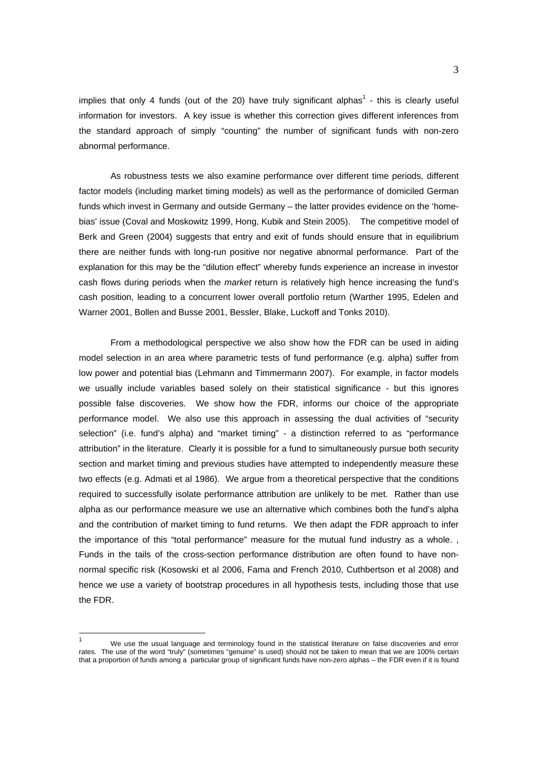implies that only 4 funds (out of the 20) have truly significant alphas[1] - this is clearly useful information for investors. A key issue is whether this correction gives different inferences from the standard approach of simply "counting" the number of significant funds with non-zero abnormal performance.

As robustness tests we also examine performance over different time periods, different factor models (including market timing models) as well as the performance of domiciled German funds which invest in Germany and outside Germany – the latter provides evidence on the 'home-bias' issue (Coval and Moskowitz 1999, Hong, Kubik and Stein 2005). The competitive model of Berk and Green (2004) suggests that entry and exit of funds should ensure that in equilibrium there are neither funds with long-run positive nor negative abnormal performance. Part of the explanation for this may be the "dilution effect" whereby funds experience an increase in investor cash flows during periods when the *market* return is relatively high hence increasing the fund's cash position, leading to a concurrent lower overall portfolio return (Warther 1995, Edelen and Warner 2001, Bollen and Busse 2001, Bessler, Blake, Luckoff and Tonks 2010).

From a methodological perspective we also show how the FDR can be used in aiding model selection in an area where parametric tests of fund performance (e.g. alpha) suffer from low power and potential bias (Lehmann and Timmermann 2007). For example, in factor models we usually include variables based solely on their statistical significance - but this ignores possible false discoveries. We show how the FDR, informs our choice of the appropriate performance model. We also use this approach in assessing the dual activities of "security selection" (i.e. fund's alpha) and "market timing" - a distinction referred to as "performance attribution" in the literature. Clearly it is possible for a fund to simultaneously pursue both security section and market timing and previous studies have attempted to independently measure these two effects (e.g. Admati et al 1986). We argue from a theoretical perspective that the conditions required to successfully isolate performance attribution are unlikely to be met. Rather than use alpha as our performance measure we use an alternative which combines both the fund's alpha and the contribution of market timing to fund returns. We then adapt the FDR approach to infer the importance of this "total performance" measure for the mutual fund industry as a whole. , Funds in the tails of the cross-section performance distribution are often found to have non-normal specific risk (Kosowski et al 2006, Fama and French 2010, Cuthbertson et al 2008) and hence we use a variety of bootstrap procedures in all hypothesis tests, including those that use the FDR.

---

[1] We use the usual language and terminology found in the statistical literature on false discoveries and error rates. The use of the word "truly" (sometimes "genuine" is used) should not be taken to mean that we are 100% certain that a proportion of funds among a particular group of significant funds have non-zero alphas – the FDR even if it is found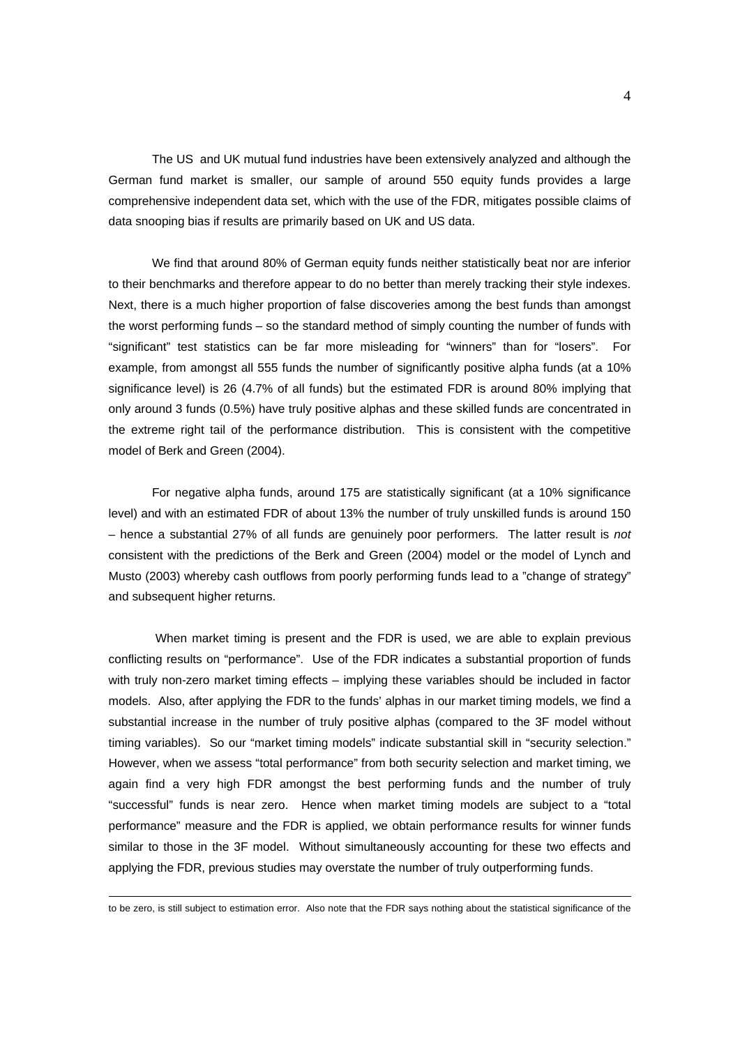The US and UK mutual fund industries have been extensively analyzed and although the German fund market is smaller, our sample of around 550 equity funds provides a large comprehensive independent data set, which with the use of the FDR, mitigates possible claims of data snooping bias if results are primarily based on UK and US data.

We find that around 80% of German equity funds neither statistically beat nor are inferior to their benchmarks and therefore appear to do no better than merely tracking their style indexes. Next, there is a much higher proportion of false discoveries among the best funds than amongst the worst performing funds – so the standard method of simply counting the number of funds with "significant" test statistics can be far more misleading for "winners" than for "losers". For example, from amongst all 555 funds the number of significantly positive alpha funds (at a 10% significance level) is 26 (4.7% of all funds) but the estimated FDR is around 80% implying that only around 3 funds (0.5%) have truly positive alphas and these skilled funds are concentrated in the extreme right tail of the performance distribution. This is consistent with the competitive model of Berk and Green (2004).

For negative alpha funds, around 175 are statistically significant (at a 10% significance level) and with an estimated FDR of about 13% the number of truly unskilled funds is around 150 – hence a substantial 27% of all funds are genuinely poor performers. The latter result is *not* consistent with the predictions of the Berk and Green (2004) model or the model of Lynch and Musto (2003) whereby cash outflows from poorly performing funds lead to a "change of strategy" and subsequent higher returns.

When market timing is present and the FDR is used, we are able to explain previous conflicting results on "performance". Use of the FDR indicates a substantial proportion of funds with truly non-zero market timing effects – implying these variables should be included in factor models. Also, after applying the FDR to the funds' alphas in our market timing models, we find a substantial increase in the number of truly positive alphas (compared to the 3F model without timing variables). So our "market timing models" indicate substantial skill in "security selection." However, when we assess "total performance" from both security selection and market timing, we again find a very high FDR amongst the best performing funds and the number of truly "successful" funds is near zero. Hence when market timing models are subject to a "total performance" measure and the FDR is applied, we obtain performance results for winner funds similar to those in the 3F model. Without simultaneously accounting for these two effects and applying the FDR, previous studies may overstate the number of truly outperforming funds.

---

to be zero, is still subject to estimation error. Also note that the FDR says nothing about the statistical significance of the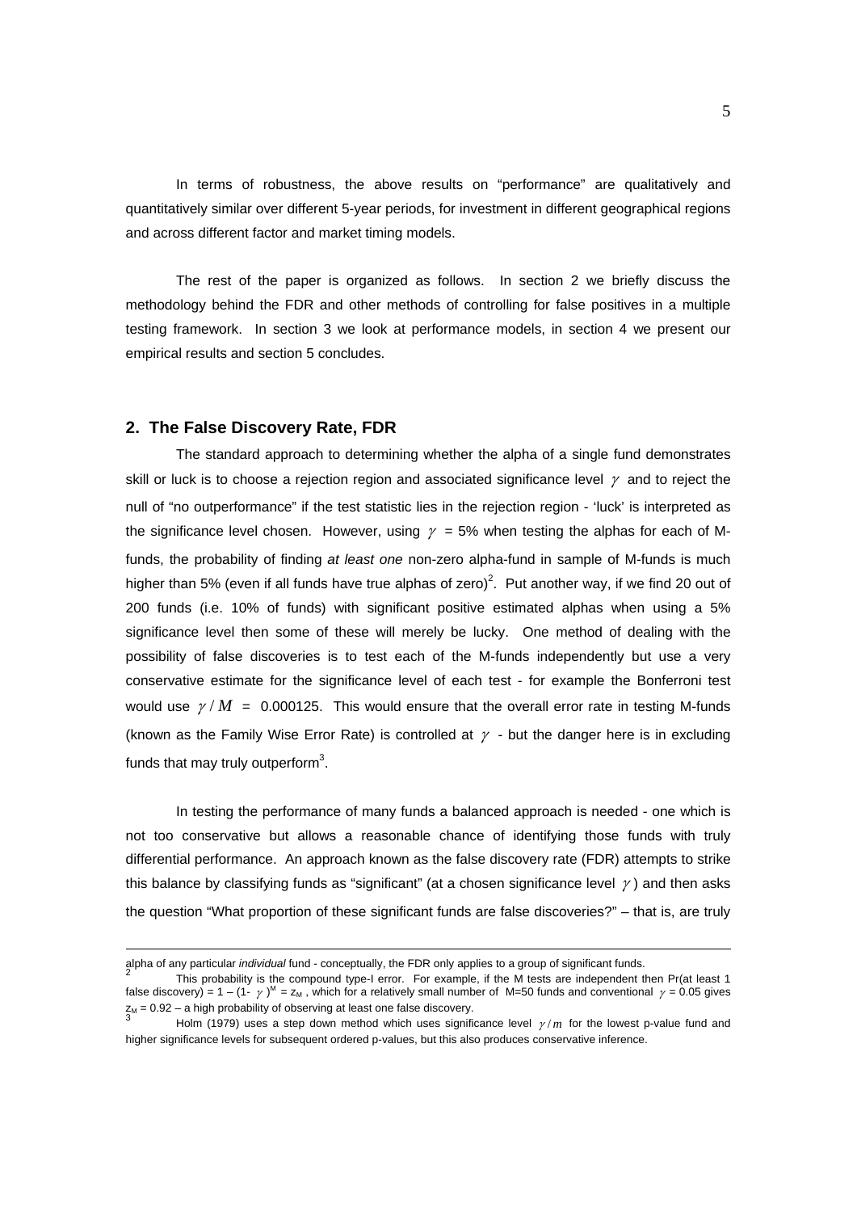In terms of robustness, the above results on "performance" are qualitatively and quantitatively similar over different 5-year periods, for investment in different geographical regions and across different factor and market timing models.

The rest of the paper is organized as follows. In section 2 we briefly discuss the methodology behind the FDR and other methods of controlling for false positives in a multiple testing framework. In section 3 we look at performance models, in section 4 we present our empirical results and section 5 concludes.

## 2. The False Discovery Rate, FDR

The standard approach to determining whether the alpha of a single fund demonstrates skill or luck is to choose a rejection region and associated significance level $\gamma$ and to reject the null of "no outperformance" if the test statistic lies in the rejection region - 'luck' is interpreted as the significance level chosen. However, using $\gamma$ = 5% when testing the alphas for each of M-funds, the probability of finding *at least one* non-zero alpha-fund in sample of M-funds is much higher than 5% (even if all funds have true alphas of zero)[2]. Put another way, if we find 20 out of 200 funds (i.e. 10% of funds) with significant positive estimated alphas when using a 5% significance level then some of these will merely be lucky. One method of dealing with the possibility of false discoveries is to test each of the M-funds independently but use a very conservative estimate for the significance level of each test - for example the Bonferroni test would use $\gamma / M$ = 0.000125. This would ensure that the overall error rate in testing M-funds (known as the Family Wise Error Rate) is controlled at $\gamma$ - but the danger here is in excluding funds that may truly outperform[3].

In testing the performance of many funds a balanced approach is needed - one which is not too conservative but allows a reasonable chance of identifying those funds with truly differential performance. An approach known as the false discovery rate (FDR) attempts to strike this balance by classifying funds as "significant" (at a chosen significance level $\gamma$) and then asks the question "What proportion of these significant funds are false discoveries?" – that is, are truly

---

alpha of any particular *individual* fund - conceptually, the FDR only applies to a group of significant funds.

[2] This probability is the compound type-I error. For example, if the M tests are independent then Pr(at least 1 false discovery) = $1 - (1- \gamma)^M = z_M$, which for a relatively small number of M=50 funds and conventional $\gamma$ = 0.05 gives $z_M$ = 0.92 – a high probability of observing at least one false discovery.

[3] Holm (1979) uses a step down method which uses significance level $\gamma / m$ for the lowest p-value fund and higher significance levels for subsequent ordered p-values, but this also produces conservative inference.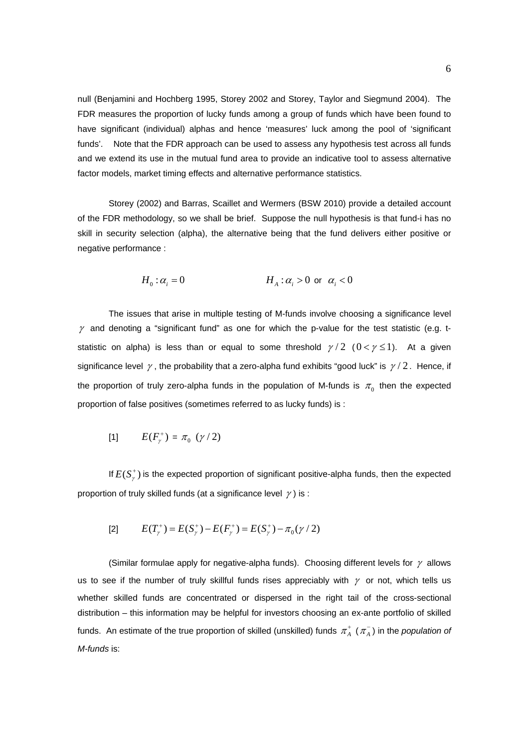null (Benjamini and Hochberg 1995, Storey 2002 and Storey, Taylor and Siegmund 2004). The FDR measures the proportion of lucky funds among a group of funds which have been found to have significant (individual) alphas and hence 'measures' luck among the pool of 'significant funds'. Note that the FDR approach can be used to assess any hypothesis test across all funds and we extend its use in the mutual fund area to provide an indicative tool to assess alternative factor models, market timing effects and alternative performance statistics.

Storey (2002) and Barras, Scaillet and Wermers (BSW 2010) provide a detailed account of the FDR methodology, so we shall be brief. Suppose the null hypothesis is that fund-i has no skill in security selection (alpha), the alternative being that the fund delivers either positive or negative performance :

$$H_0 : \alpha_i = 0 \qquad\qquad H_A : \alpha_i > 0 \text{ or } \alpha_i < 0$$

The issues that arise in multiple testing of M-funds involve choosing a significance level $\gamma$ and denoting a "significant fund" as one for which the p-value for the test statistic (e.g. t-statistic on alpha) is less than or equal to some threshold $\gamma / 2$ $(0 < \gamma \leq 1)$. At a given significance level $\gamma$, the probability that a zero-alpha fund exhibits "good luck" is $\gamma / 2$. Hence, if the proportion of truly zero-alpha funds in the population of M-funds is $\pi_0$ then the expected proportion of false positives (sometimes referred to as lucky funds) is :

$$[1] \qquad E(F_\gamma^+) = \pi_0 \ (\gamma / 2)$$

If $E(S_\gamma^+)$ is the expected proportion of significant positive-alpha funds, then the expected proportion of truly skilled funds (at a significance level $\gamma$) is :

$$[2] \qquad E(T_\gamma^+) = E(S_\gamma^+) - E(F_\gamma^+) = E(S_\gamma^+) - \pi_0 (\gamma / 2)$$

(Similar formulae apply for negative-alpha funds). Choosing different levels for $\gamma$ allows us to see if the number of truly skillful funds rises appreciably with $\gamma$ or not, which tells us whether skilled funds are concentrated or dispersed in the right tail of the cross-sectional distribution – this information may be helpful for investors choosing an ex-ante portfolio of skilled funds. An estimate of the true proportion of skilled (unskilled) funds $\pi_A^+$ ($\pi_A^-$) in the *population of M-funds* is: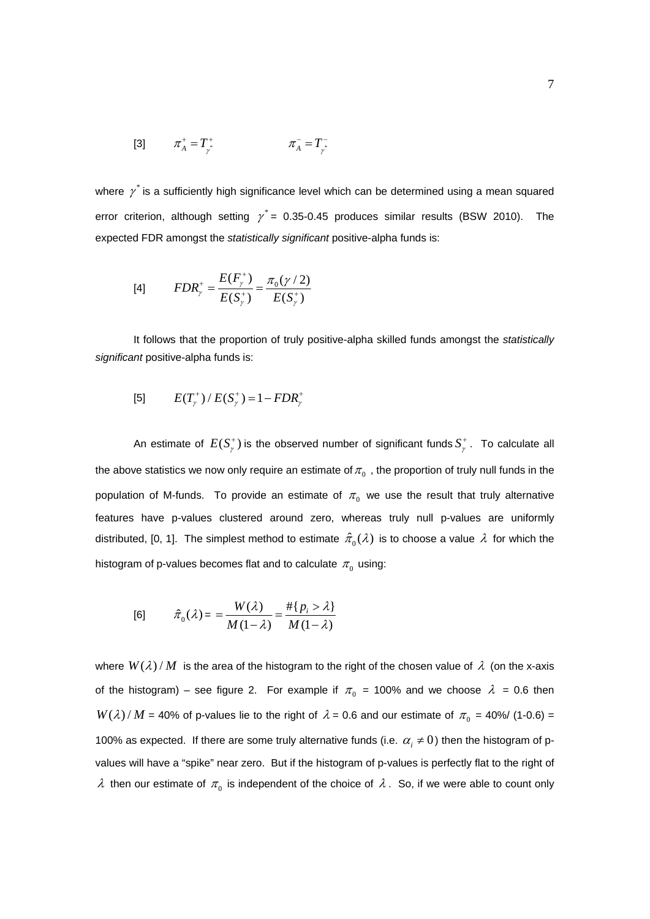$$[3] \qquad \pi_A^+ = T_{\gamma^*}^+ \qquad\qquad \pi_A^- = T_{\gamma^*}^-$$

where $\gamma^*$ is a sufficiently high significance level which can be determined using a mean squared error criterion, although setting $\gamma^*$ = 0.35-0.45 produces similar results (BSW 2010). The expected FDR amongst the *statistically significant* positive-alpha funds is:

$$[4] \qquad FDR_\gamma^+ = \frac{E(F_\gamma^+)}{E(S_\gamma^+)} = \frac{\pi_0(\gamma/2)}{E(S_\gamma^+)}$$

It follows that the proportion of truly positive-alpha skilled funds amongst the *statistically significant* positive-alpha funds is:

$$[5] \qquad E(T_\gamma^+)/E(S_\gamma^+) = 1 - FDR_\gamma^+$$

An estimate of $E(S_\gamma^+)$ is the observed number of significant funds $S_\gamma^+$. To calculate all the above statistics we now only require an estimate of $\pi_0$, the proportion of truly null funds in the population of M-funds. To provide an estimate of $\pi_0$ we use the result that truly alternative features have p-values clustered around zero, whereas truly null p-values are uniformly distributed, [0, 1]. The simplest method to estimate $\hat{\pi}_0(\lambda)$ is to choose a value $\lambda$ for which the histogram of p-values becomes flat and to calculate $\pi_0$ using:

$$[6] \qquad \hat{\pi}_0(\lambda) = = \frac{W(\lambda)}{M(1-\lambda)} = \frac{\#\{p_i > \lambda\}}{M(1-\lambda)}$$

where $W(\lambda)/M$ is the area of the histogram to the right of the chosen value of $\lambda$ (on the x-axis of the histogram) – see figure 2. For example if $\pi_0$ = 100% and we choose $\lambda$ = 0.6 then $W(\lambda)/M$ = 40% of p-values lie to the right of $\lambda$ = 0.6 and our estimate of $\pi_0$ = 40%/ (1-0.6) = 100% as expected. If there are some truly alternative funds (i.e. $\alpha_i \neq 0$) then the histogram of p-values will have a "spike" near zero. But if the histogram of p-values is perfectly flat to the right of $\lambda$ then our estimate of $\pi_0$ is independent of the choice of $\lambda$. So, if we were able to count only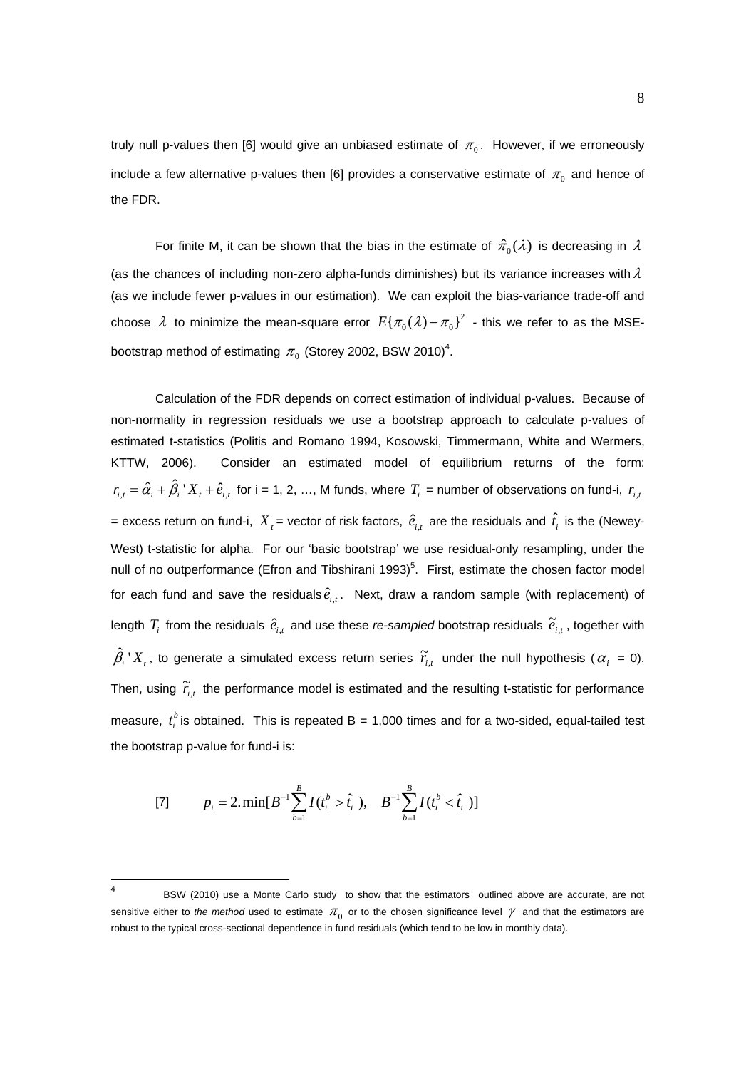truly null p-values then [6] would give an unbiased estimate of $\pi_0$. However, if we erroneously include a few alternative p-values then [6] provides a conservative estimate of $\pi_0$ and hence of the FDR.

For finite M, it can be shown that the bias in the estimate of $\hat{\pi}_0(\lambda)$ is decreasing in $\lambda$ (as the chances of including non-zero alpha-funds diminishes) but its variance increases with $\lambda$ (as we include fewer p-values in our estimation). We can exploit the bias-variance trade-off and choose $\lambda$ to minimize the mean-square error $E\{\pi_0(\lambda) - \pi_0\}^2$ - this we refer to as the MSE-bootstrap method of estimating $\pi_0$ (Storey 2002, BSW 2010)[4].

Calculation of the FDR depends on correct estimation of individual p-values. Because of non-normality in regression residuals we use a bootstrap approach to calculate p-values of estimated t-statistics (Politis and Romano 1994, Kosowski, Timmermann, White and Wermers, KTTW, 2006). Consider an estimated model of equilibrium returns of the form: $r_{i,t} = \hat{\alpha}_i + \hat{\beta}_i' X_t + \hat{e}_{i,t}$ for i = 1, 2, …, M funds, where $T_i$ = number of observations on fund-i, $r_{i,t}$ = excess return on fund-i, $X_t$ = vector of risk factors, $\hat{e}_{i,t}$ are the residuals and $\hat{t}_i$ is the (Newey-West) t-statistic for alpha. For our 'basic bootstrap' we use residual-only resampling, under the null of no outperformance (Efron and Tibshirani 1993)[5]. First, estimate the chosen factor model for each fund and save the residuals $\hat{e}_{i,t}$. Next, draw a random sample (with replacement) of length $T_i$ from the residuals $\hat{e}_{i,t}$ and use these *re-sampled* bootstrap residuals $\tilde{e}_{i,t}$, together with $\hat{\beta}_i' X_t$, to generate a simulated excess return series $\tilde{r}_{i,t}$ under the null hypothesis ($\alpha_i$ = 0). Then, using $\tilde{r}_{i,t}$ the performance model is estimated and the resulting t-statistic for performance measure, $t_i^b$ is obtained. This is repeated B = 1,000 times and for a two-sided, equal-tailed test the bootstrap p-value for fund-i is:

$$[7] \qquad p_i = 2.\min[B^{-1}\sum_{b=1}^{B} I(t_i^b > \hat{t}_i\ ), \quad B^{-1}\sum_{b=1}^{B} I(t_i^b < \hat{t}_i\ )]$$

[4] BSW (2010) use a Monte Carlo study to show that the estimators outlined above are accurate, are not sensitive either to *the method* used to estimate $\pi_0$ or to the chosen significance level $\gamma$ and that the estimators are robust to the typical cross-sectional dependence in fund residuals (which tend to be low in monthly data).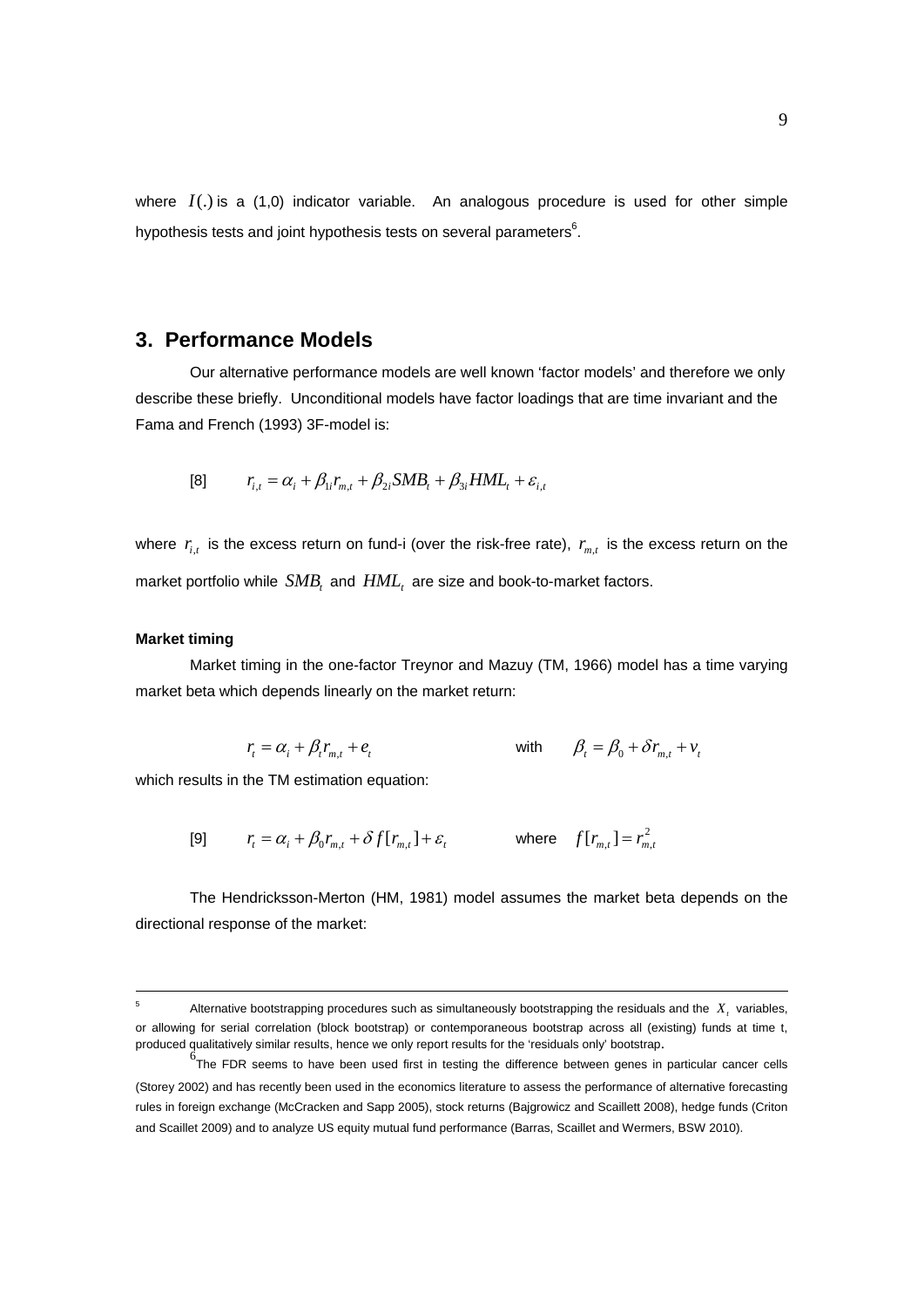where $I(.)$ is a (1,0) indicator variable. An analogous procedure is used for other simple hypothesis tests and joint hypothesis tests on several parameters[6].

## 3. Performance Models

Our alternative performance models are well known 'factor models' and therefore we only describe these briefly. Unconditional models have factor loadings that are time invariant and the Fama and French (1993) 3F-model is:

$$[8] \qquad r_{i,t} = \alpha_i + \beta_{1i} r_{m,t} + \beta_{2i} SMB_t + \beta_{3i} HML_t + \varepsilon_{i,t}$$

where $r_{i,t}$ is the excess return on fund-i (over the risk-free rate), $r_{m,t}$ is the excess return on the market portfolio while $SMB_t$ and $HML_t$ are size and book-to-market factors.

**Market timing**

Market timing in the one-factor Treynor and Mazuy (TM, 1966) model has a time varying market beta which depends linearly on the market return:

$$r_t = \alpha_i + \beta_t r_{m,t} + e_t \qquad \text{with} \qquad \beta_t = \beta_0 + \delta r_{m,t} + v_t$$

which results in the TM estimation equation:

$$[9] \qquad r_t = \alpha_i + \beta_0 r_{m,t} + \delta f[r_{m,t}] + \varepsilon_t \qquad \text{where} \quad f[r_{m,t}] = r_{m,t}^2$$

The Hendricksson-Merton (HM, 1981) model assumes the market beta depends on the directional response of the market:

---

[5] Alternative bootstrapping procedures such as simultaneously bootstrapping the residuals and the $X_t$ variables, or allowing for serial correlation (block bootstrap) or contemporaneous bootstrap across all (existing) funds at time t, produced qualitatively similar results, hence we only report results for the 'residuals only' bootstrap.

[6] The FDR seems to have been used first in testing the difference between genes in particular cancer cells (Storey 2002) and has recently been used in the economics literature to assess the performance of alternative forecasting rules in foreign exchange (McCracken and Sapp 2005), stock returns (Bajgrowicz and Scaillett 2008), hedge funds (Criton and Scaillet 2009) and to analyze US equity mutual fund performance (Barras, Scaillet and Wermers, BSW 2010).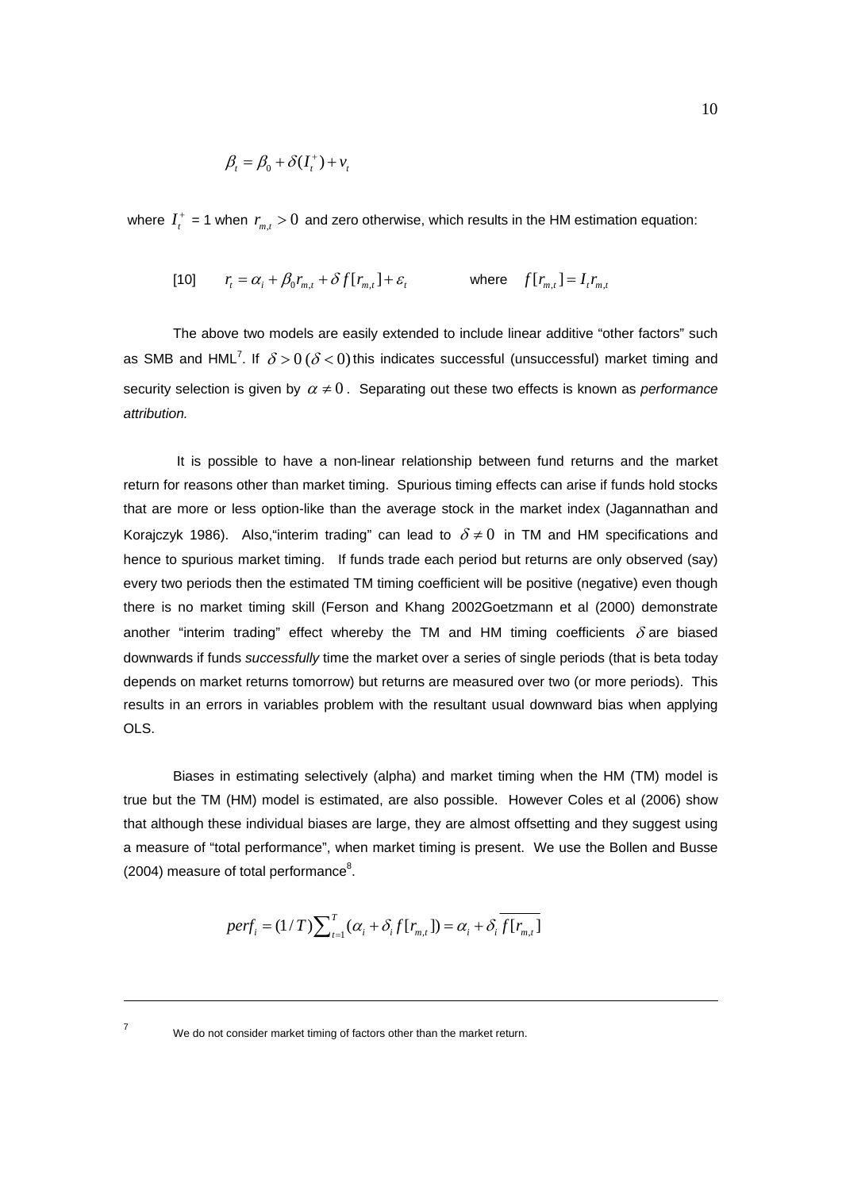$$\beta_t = \beta_0 + \delta(I_t^+) + v_t$$

where $I_t^+$ = 1 when $r_{m,t} > 0$ and zero otherwise, which results in the HM estimation equation:

$$[10] \qquad r_t = \alpha_i + \beta_0 r_{m,t} + \delta f[r_{m,t}] + \varepsilon_t \qquad \text{where} \quad f[r_{m,t}] = I_t r_{m,t}$$

The above two models are easily extended to include linear additive "other factors" such as SMB and HML[7]. If $\delta > 0\,(\delta < 0)$ this indicates successful (unsuccessful) market timing and security selection is given by $\alpha \neq 0$. Separating out these two effects is known as *performance attribution.*

It is possible to have a non-linear relationship between fund returns and the market return for reasons other than market timing. Spurious timing effects can arise if funds hold stocks that are more or less option-like than the average stock in the market index (Jagannathan and Korajczyk 1986). Also,"interim trading" can lead to $\delta \neq 0$ in TM and HM specifications and hence to spurious market timing. If funds trade each period but returns are only observed (say) every two periods then the estimated TM timing coefficient will be positive (negative) even though there is no market timing skill (Ferson and Khang 2002Goetzmann et al (2000) demonstrate another "interim trading" effect whereby the TM and HM timing coefficients $\delta$ are biased downwards if funds *successfully* time the market over a series of single periods (that is beta today depends on market returns tomorrow) but returns are measured over two (or more periods). This results in an errors in variables problem with the resultant usual downward bias when applying OLS.

Biases in estimating selectively (alpha) and market timing when the HM (TM) model is true but the TM (HM) model is estimated, are also possible. However Coles et al (2006) show that although these individual biases are large, they are almost offsetting and they suggest using a measure of "total performance", when market timing is present. We use the Bollen and Busse (2004) measure of total performance[8].

$$perf_i = (1/T)\sum_{t=1}^{T}(\alpha_i + \delta_i f[r_{m,t}]) = \alpha_i + \delta_i \overline{f[r_{m,t}]}$$

---

[7] We do not consider market timing of factors other than the market return.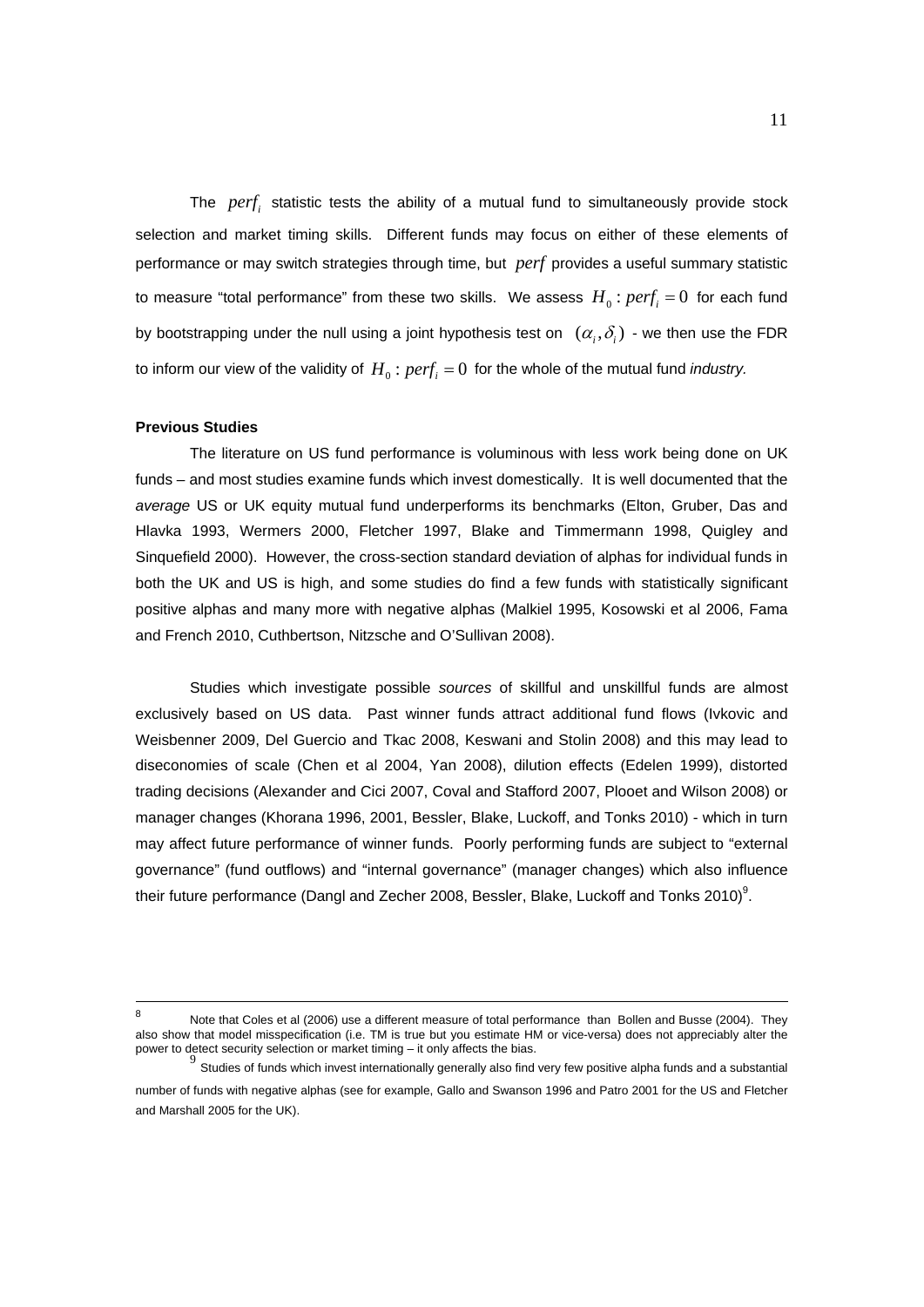The $perf_i$ statistic tests the ability of a mutual fund to simultaneously provide stock selection and market timing skills. Different funds may focus on either of these elements of performance or may switch strategies through time, but $perf$ provides a useful summary statistic to measure "total performance" from these two skills. We assess $H_0 : perf_i = 0$ for each fund by bootstrapping under the null using a joint hypothesis test on $(\alpha_i, \delta_i)$ - we then use the FDR to inform our view of the validity of $H_0 : perf_i = 0$ for the whole of the mutual fund *industry.*

**Previous Studies**

The literature on US fund performance is voluminous with less work being done on UK funds – and most studies examine funds which invest domestically. It is well documented that the *average* US or UK equity mutual fund underperforms its benchmarks (Elton, Gruber, Das and Hlavka 1993, Wermers 2000, Fletcher 1997, Blake and Timmermann 1998, Quigley and Sinquefield 2000). However, the cross-section standard deviation of alphas for individual funds in both the UK and US is high, and some studies do find a few funds with statistically significant positive alphas and many more with negative alphas (Malkiel 1995, Kosowski et al 2006, Fama and French 2010, Cuthbertson, Nitzsche and O'Sullivan 2008).

Studies which investigate possible *sources* of skillful and unskillful funds are almost exclusively based on US data. Past winner funds attract additional fund flows (Ivkovic and Weisbenner 2009, Del Guercio and Tkac 2008, Keswani and Stolin 2008) and this may lead to diseconomies of scale (Chen et al 2004, Yan 2008), dilution effects (Edelen 1999), distorted trading decisions (Alexander and Cici 2007, Coval and Stafford 2007, Plooet and Wilson 2008) or manager changes (Khorana 1996, 2001, Bessler, Blake, Luckoff, and Tonks 2010) - which in turn may affect future performance of winner funds. Poorly performing funds are subject to "external governance" (fund outflows) and "internal governance" (manager changes) which also influence their future performance (Dangl and Zecher 2008, Bessler, Blake, Luckoff and Tonks 2010)[9].

---

[8] Note that Coles et al (2006) use a different measure of total performance than Bollen and Busse (2004). They also show that model misspecification (i.e. TM is true but you estimate HM or vice-versa) does not appreciably alter the power to detect security selection or market timing – it only affects the bias.

[9] Studies of funds which invest internationally generally also find very few positive alpha funds and a substantial number of funds with negative alphas (see for example, Gallo and Swanson 1996 and Patro 2001 for the US and Fletcher and Marshall 2005 for the UK).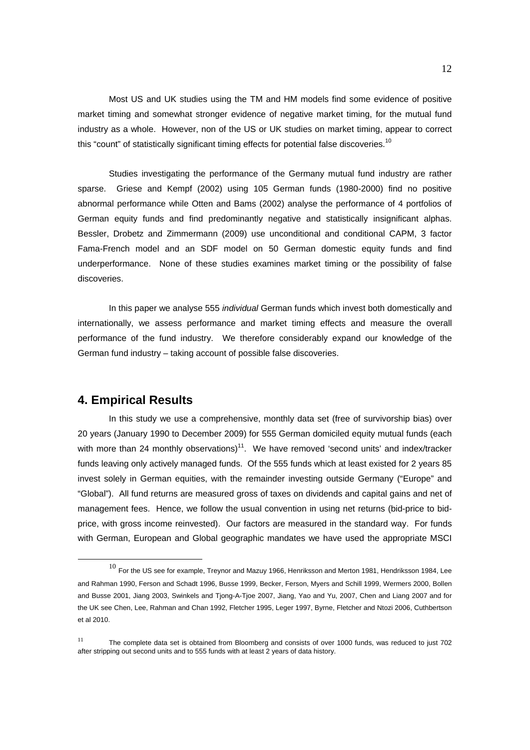Most US and UK studies using the TM and HM models find some evidence of positive market timing and somewhat stronger evidence of negative market timing, for the mutual fund industry as a whole. However, non of the US or UK studies on market timing, appear to correct this "count" of statistically significant timing effects for potential false discoveries.[10]

Studies investigating the performance of the Germany mutual fund industry are rather sparse. Griese and Kempf (2002) using 105 German funds (1980-2000) find no positive abnormal performance while Otten and Bams (2002) analyse the performance of 4 portfolios of German equity funds and find predominantly negative and statistically insignificant alphas. Bessler, Drobetz and Zimmermann (2009) use unconditional and conditional CAPM, 3 factor Fama-French model and an SDF model on 50 German domestic equity funds and find underperformance. None of these studies examines market timing or the possibility of false discoveries.

In this paper we analyse 555 *individual* German funds which invest both domestically and internationally, we assess performance and market timing effects and measure the overall performance of the fund industry. We therefore considerably expand our knowledge of the German fund industry – taking account of possible false discoveries.

## 4. Empirical Results

In this study we use a comprehensive, monthly data set (free of survivorship bias) over 20 years (January 1990 to December 2009) for 555 German domiciled equity mutual funds (each with more than 24 monthly observations)[11]. We have removed 'second units' and index/tracker funds leaving only actively managed funds. Of the 555 funds which at least existed for 2 years 85 invest solely in German equities, with the remainder investing outside Germany ("Europe" and "Global"). All fund returns are measured gross of taxes on dividends and capital gains and net of management fees. Hence, we follow the usual convention in using net returns (bid-price to bid-price, with gross income reinvested). Our factors are measured in the standard way. For funds with German, European and Global geographic mandates we have used the appropriate MSCI

[10] For the US see for example, Treynor and Mazuy 1966, Henriksson and Merton 1981, Hendriksson 1984, Lee and Rahman 1990, Ferson and Schadt 1996, Busse 1999, Becker, Ferson, Myers and Schill 1999, Wermers 2000, Bollen and Busse 2001, Jiang 2003, Swinkels and Tjong-A-Tjoe 2007, Jiang, Yao and Yu, 2007, Chen and Liang 2007 and for the UK see Chen, Lee, Rahman and Chan 1992, Fletcher 1995, Leger 1997, Byrne, Fletcher and Ntozi 2006, Cuthbertson et al 2010.

[11] The complete data set is obtained from Bloomberg and consists of over 1000 funds, was reduced to just 702 after stripping out second units and to 555 funds with at least 2 years of data history.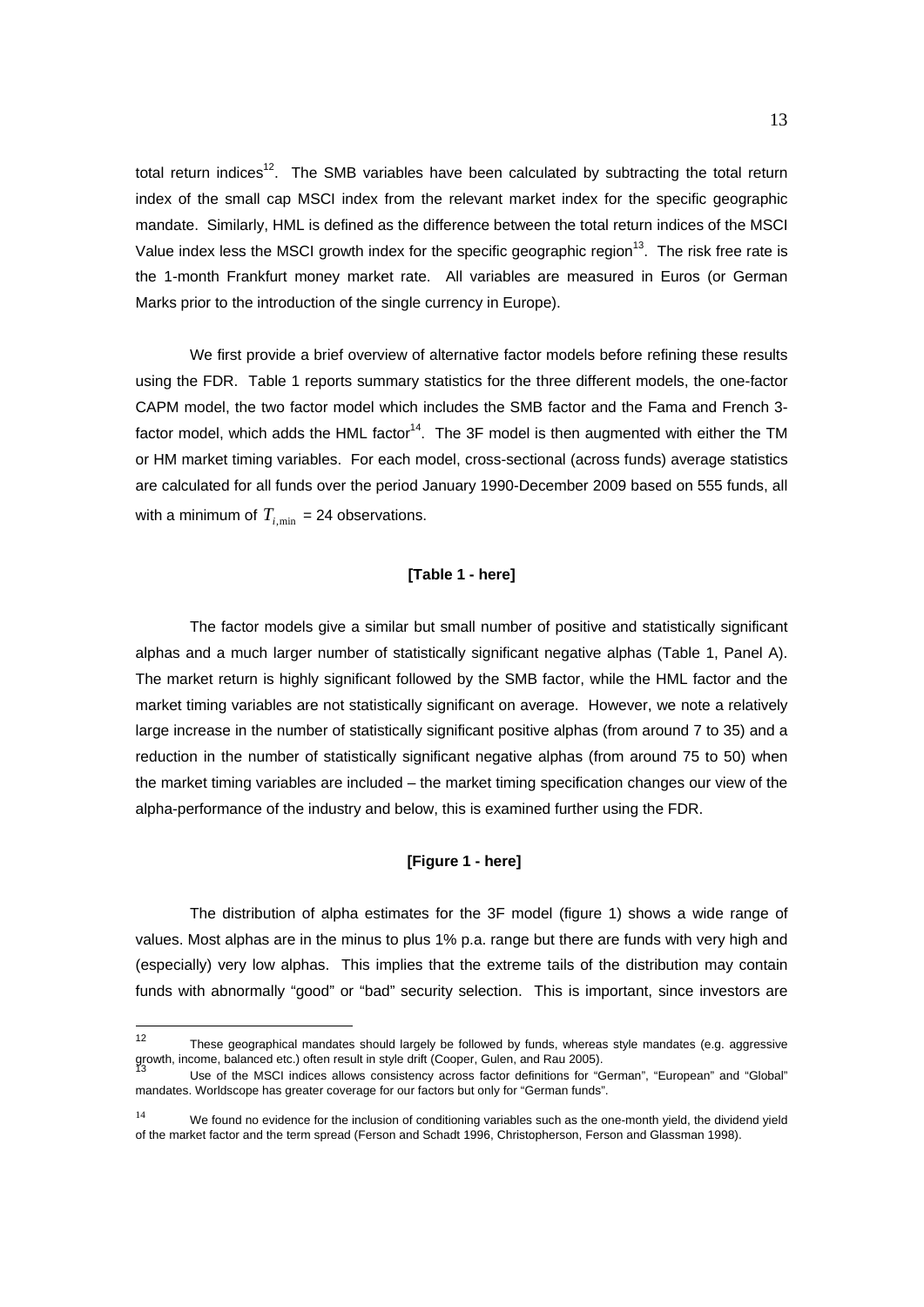total return indices[12]. The SMB variables have been calculated by subtracting the total return index of the small cap MSCI index from the relevant market index for the specific geographic mandate. Similarly, HML is defined as the difference between the total return indices of the MSCI Value index less the MSCI growth index for the specific geographic region[13]. The risk free rate is the 1-month Frankfurt money market rate. All variables are measured in Euros (or German Marks prior to the introduction of the single currency in Europe).

We first provide a brief overview of alternative factor models before refining these results using the FDR. Table 1 reports summary statistics for the three different models, the one-factor CAPM model, the two factor model which includes the SMB factor and the Fama and French 3-factor model, which adds the HML factor[14]. The 3F model is then augmented with either the TM or HM market timing variables. For each model, cross-sectional (across funds) average statistics are calculated for all funds over the period January 1990-December 2009 based on 555 funds, all with a minimum of $T_{i,\min}$ = 24 observations.

**[Table 1 - here]**

The factor models give a similar but small number of positive and statistically significant alphas and a much larger number of statistically significant negative alphas (Table 1, Panel A). The market return is highly significant followed by the SMB factor, while the HML factor and the market timing variables are not statistically significant on average. However, we note a relatively large increase in the number of statistically significant positive alphas (from around 7 to 35) and a reduction in the number of statistically significant negative alphas (from around 75 to 50) when the market timing variables are included – the market timing specification changes our view of the alpha-performance of the industry and below, this is examined further using the FDR.

**[Figure 1 - here]**

The distribution of alpha estimates for the 3F model (figure 1) shows a wide range of values. Most alphas are in the minus to plus 1% p.a. range but there are funds with very high and (especially) very low alphas. This implies that the extreme tails of the distribution may contain funds with abnormally "good" or "bad" security selection. This is important, since investors are

---

[12] These geographical mandates should largely be followed by funds, whereas style mandates (e.g. aggressive growth, income, balanced etc.) often result in style drift (Cooper, Gulen, and Rau 2005).

[13] Use of the MSCI indices allows consistency across factor definitions for "German", "European" and "Global" mandates. Worldscope has greater coverage for our factors but only for "German funds".

[14] We found no evidence for the inclusion of conditioning variables such as the one-month yield, the dividend yield of the market factor and the term spread (Ferson and Schadt 1996, Christopherson, Ferson and Glassman 1998).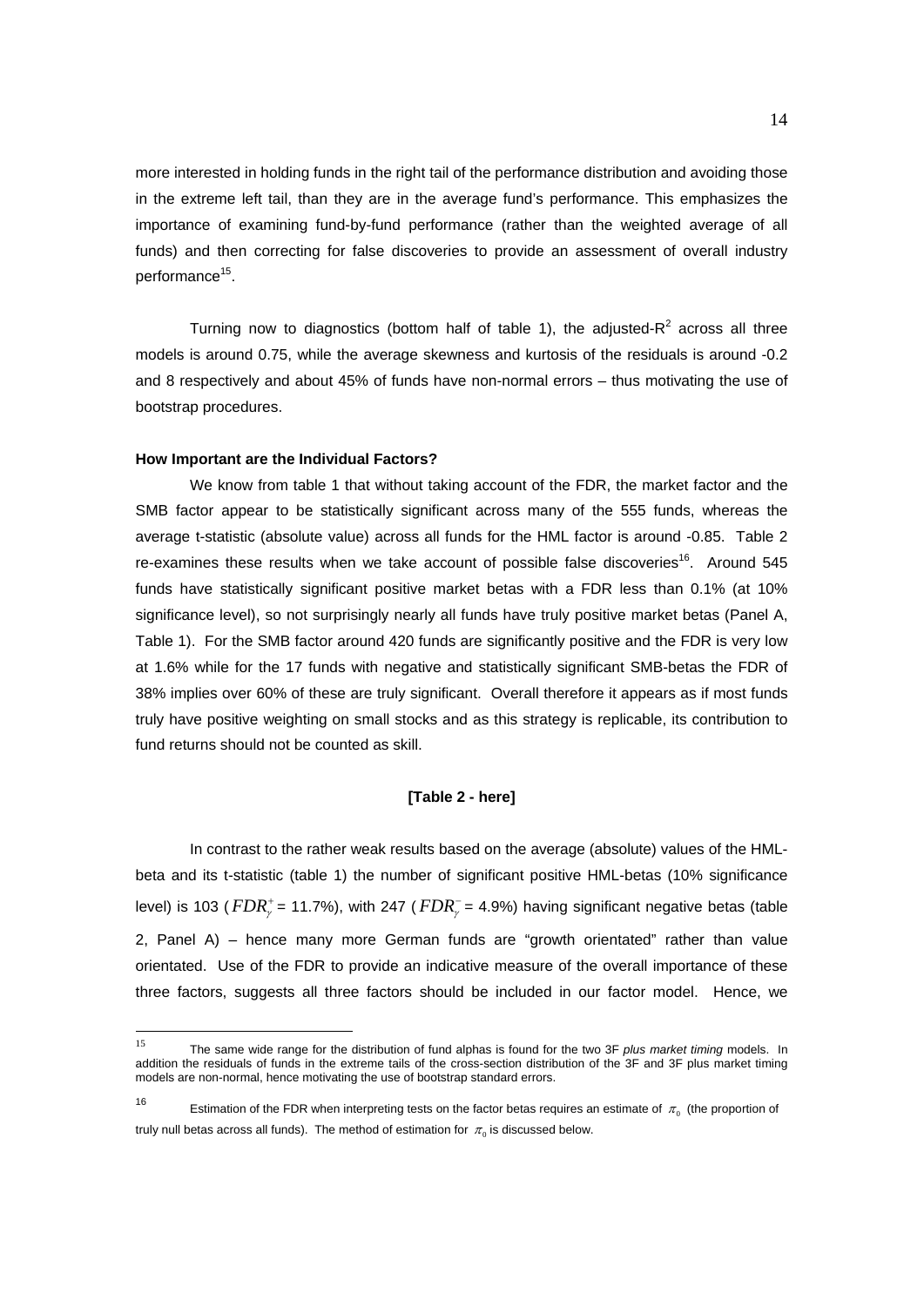more interested in holding funds in the right tail of the performance distribution and avoiding those in the extreme left tail, than they are in the average fund's performance. This emphasizes the importance of examining fund-by-fund performance (rather than the weighted average of all funds) and then correcting for false discoveries to provide an assessment of overall industry performance[15].

Turning now to diagnostics (bottom half of table 1), the adjusted-$R^2$ across all three models is around 0.75, while the average skewness and kurtosis of the residuals is around -0.2 and 8 respectively and about 45% of funds have non-normal errors – thus motivating the use of bootstrap procedures.

**How Important are the Individual Factors?**

We know from table 1 that without taking account of the FDR, the market factor and the SMB factor appear to be statistically significant across many of the 555 funds, whereas the average t-statistic (absolute value) across all funds for the HML factor is around -0.85. Table 2 re-examines these results when we take account of possible false discoveries[16]. Around 545 funds have statistically significant positive market betas with a FDR less than 0.1% (at 10% significance level), so not surprisingly nearly all funds have truly positive market betas (Panel A, Table 1). For the SMB factor around 420 funds are significantly positive and the FDR is very low at 1.6% while for the 17 funds with negative and statistically significant SMB-betas the FDR of 38% implies over 60% of these are truly significant. Overall therefore it appears as if most funds truly have positive weighting on small stocks and as this strategy is replicable, its contribution to fund returns should not be counted as skill.

**[Table 2 - here]**

In contrast to the rather weak results based on the average (absolute) values of the HML-beta and its t-statistic (table 1) the number of significant positive HML-betas (10% significance level) is 103 ($FDR_{\gamma}^{+}$ = 11.7%), with 247 ($FDR_{\gamma}^{-}$ = 4.9%) having significant negative betas (table 2, Panel A) – hence many more German funds are "growth orientated" rather than value orientated. Use of the FDR to provide an indicative measure of the overall importance of these three factors, suggests all three factors should be included in our factor model. Hence, we

---

[15] The same wide range for the distribution of fund alphas is found for the two 3F *plus market timing* models. In addition the residuals of funds in the extreme tails of the cross-section distribution of the 3F and 3F plus market timing models are non-normal, hence motivating the use of bootstrap standard errors.

[16] Estimation of the FDR when interpreting tests on the factor betas requires an estimate of $\pi_0$ (the proportion of truly null betas across all funds). The method of estimation for $\pi_0$ is discussed below.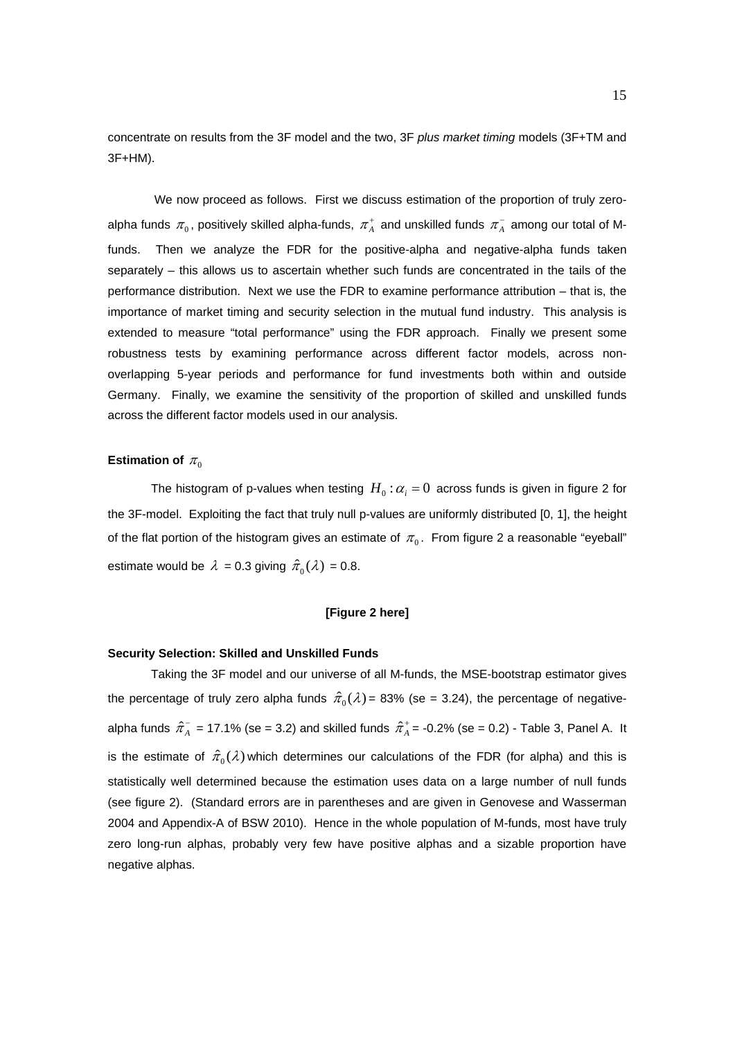concentrate on results from the 3F model and the two, 3F *plus market timing* models (3F+TM and 3F+HM).

We now proceed as follows. First we discuss estimation of the proportion of truly zero-alpha funds $\pi_0$, positively skilled alpha-funds, $\pi_A^+$ and unskilled funds $\pi_A^-$ among our total of M-funds. Then we analyze the FDR for the positive-alpha and negative-alpha funds taken separately – this allows us to ascertain whether such funds are concentrated in the tails of the performance distribution. Next we use the FDR to examine performance attribution – that is, the importance of market timing and security selection in the mutual fund industry. This analysis is extended to measure "total performance" using the FDR approach. Finally we present some robustness tests by examining performance across different factor models, across non-overlapping 5-year periods and performance for fund investments both within and outside Germany. Finally, we examine the sensitivity of the proportion of skilled and unskilled funds across the different factor models used in our analysis.

**Estimation of $\pi_0$**

The histogram of p-values when testing $H_0 : \alpha_i = 0$ across funds is given in figure 2 for the 3F-model. Exploiting the fact that truly null p-values are uniformly distributed [0, 1], the height of the flat portion of the histogram gives an estimate of $\pi_0$. From figure 2 a reasonable "eyeball" estimate would be $\lambda$ = 0.3 giving $\hat{\pi}_0(\lambda)$ = 0.8.

**[Figure 2 here]**

**Security Selection: Skilled and Unskilled Funds**

Taking the 3F model and our universe of all M-funds, the MSE-bootstrap estimator gives the percentage of truly zero alpha funds $\hat{\pi}_0(\lambda)$ = 83% (se = 3.24), the percentage of negative-alpha funds $\hat{\pi}_A^-$ = 17.1% (se = 3.2) and skilled funds $\hat{\pi}_A^+$ = -0.2% (se = 0.2) - Table 3, Panel A. It is the estimate of $\hat{\pi}_0(\lambda)$ which determines our calculations of the FDR (for alpha) and this is statistically well determined because the estimation uses data on a large number of null funds (see figure 2). (Standard errors are in parentheses and are given in Genovese and Wasserman 2004 and Appendix-A of BSW 2010). Hence in the whole population of M-funds, most have truly zero long-run alphas, probably very few have positive alphas and a sizable proportion have negative alphas.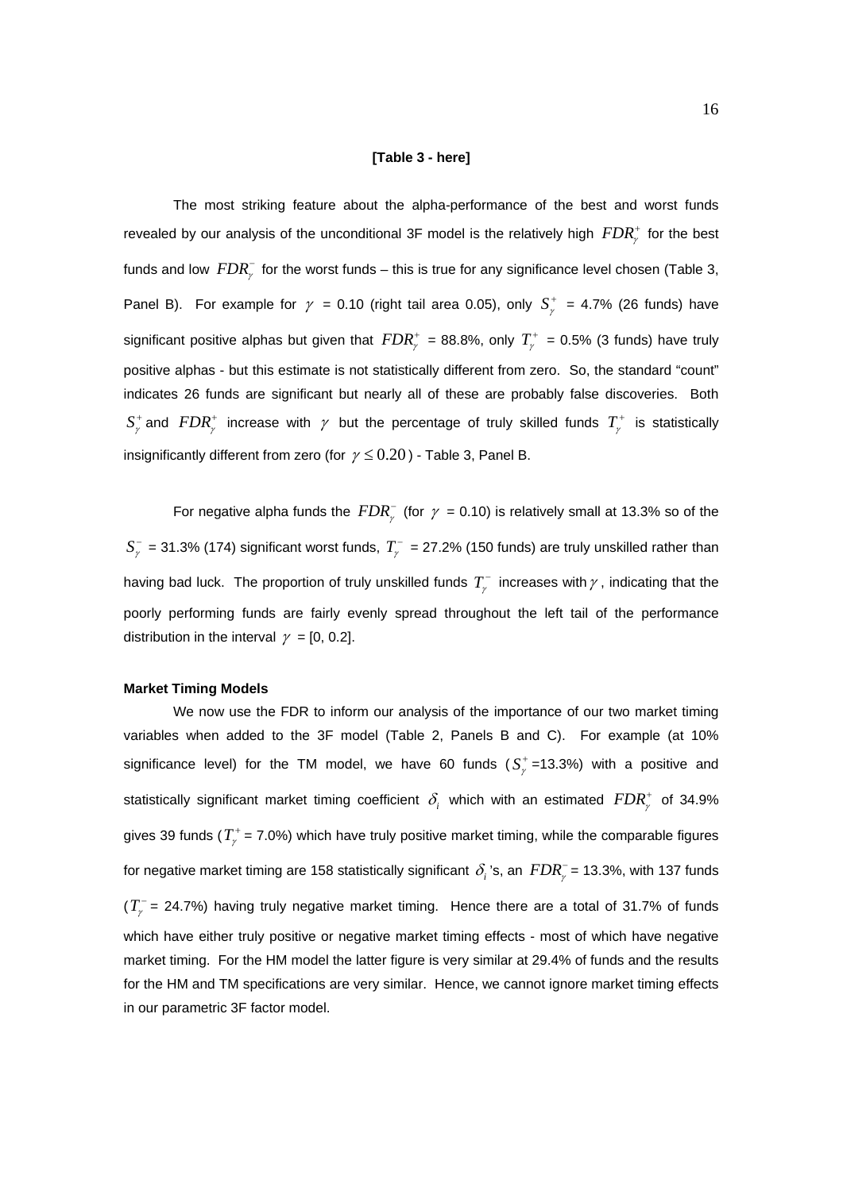**[Table 3 - here]**

The most striking feature about the alpha-performance of the best and worst funds revealed by our analysis of the unconditional 3F model is the relatively high $FDR_{\gamma}^{+}$ for the best funds and low $FDR_{\gamma}^{-}$ for the worst funds – this is true for any significance level chosen (Table 3, Panel B). For example for $\gamma$ = 0.10 (right tail area 0.05), only $S_{\gamma}^{+}$ = 4.7% (26 funds) have significant positive alphas but given that $FDR_{\gamma}^{+}$ = 88.8%, only $T_{\gamma}^{+}$ = 0.5% (3 funds) have truly positive alphas - but this estimate is not statistically different from zero. So, the standard "count" indicates 26 funds are significant but nearly all of these are probably false discoveries. Both $S_{\gamma}^{+}$ and $FDR_{\gamma}^{+}$ increase with $\gamma$ but the percentage of truly skilled funds $T_{\gamma}^{+}$ is statistically insignificantly different from zero (for $\gamma \leq 0.20$) - Table 3, Panel B.

For negative alpha funds the $FDR_{\gamma}^{-}$ (for $\gamma$ = 0.10) is relatively small at 13.3% so of the $S_{\gamma}^{-}$ = 31.3% (174) significant worst funds, $T_{\gamma}^{-}$ = 27.2% (150 funds) are truly unskilled rather than having bad luck. The proportion of truly unskilled funds $T_{\gamma}^{-}$ increases with $\gamma$, indicating that the poorly performing funds are fairly evenly spread throughout the left tail of the performance distribution in the interval $\gamma$ = [0, 0.2].

**Market Timing Models**

We now use the FDR to inform our analysis of the importance of our two market timing variables when added to the 3F model (Table 2, Panels B and C). For example (at 10% significance level) for the TM model, we have 60 funds ($S_{\gamma}^{+}$=13.3%) with a positive and statistically significant market timing coefficient $\delta_i$ which with an estimated $FDR_{\gamma}^{+}$ of 34.9% gives 39 funds ($T_{\gamma}^{+}$ = 7.0%) which have truly positive market timing, while the comparable figures for negative market timing are 158 statistically significant $\delta_i$'s, an $FDR_{\gamma}^{-}$ = 13.3%, with 137 funds ($T_{\gamma}^{-}$ = 24.7%) having truly negative market timing. Hence there are a total of 31.7% of funds which have either truly positive or negative market timing effects - most of which have negative market timing. For the HM model the latter figure is very similar at 29.4% of funds and the results for the HM and TM specifications are very similar. Hence, we cannot ignore market timing effects in our parametric 3F factor model.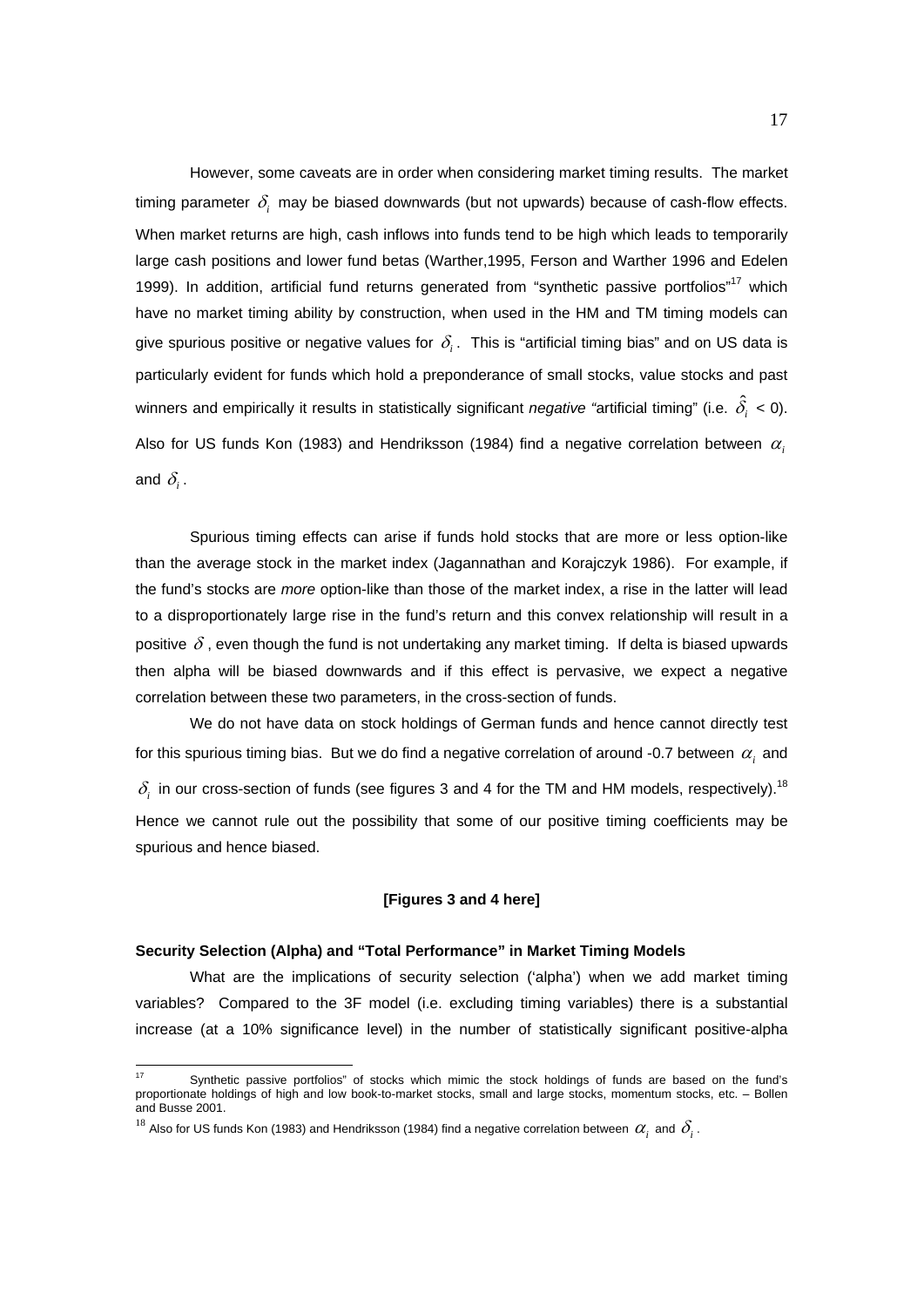However, some caveats are in order when considering market timing results. The market timing parameter $\delta_i$ may be biased downwards (but not upwards) because of cash-flow effects. When market returns are high, cash inflows into funds tend to be high which leads to temporarily large cash positions and lower fund betas (Warther,1995, Ferson and Warther 1996 and Edelen 1999). In addition, artificial fund returns generated from "synthetic passive portfolios"[17] which have no market timing ability by construction, when used in the HM and TM timing models can give spurious positive or negative values for $\delta_i$. This is "artificial timing bias" and on US data is particularly evident for funds which hold a preponderance of small stocks, value stocks and past winners and empirically it results in statistically significant *negative* "artificial timing" (i.e. $\hat{\delta}_i < 0$). Also for US funds Kon (1983) and Hendriksson (1984) find a negative correlation between $\alpha_i$ and $\delta_i$.

Spurious timing effects can arise if funds hold stocks that are more or less option-like than the average stock in the market index (Jagannathan and Korajczyk 1986). For example, if the fund's stocks are *more* option-like than those of the market index, a rise in the latter will lead to a disproportionately large rise in the fund's return and this convex relationship will result in a positive $\delta$, even though the fund is not undertaking any market timing. If delta is biased upwards then alpha will be biased downwards and if this effect is pervasive, we expect a negative correlation between these two parameters, in the cross-section of funds.

We do not have data on stock holdings of German funds and hence cannot directly test for this spurious timing bias. But we do find a negative correlation of around -0.7 between $\alpha_i$ and $\delta_i$ in our cross-section of funds (see figures 3 and 4 for the TM and HM models, respectively).[18] Hence we cannot rule out the possibility that some of our positive timing coefficients may be spurious and hence biased.

**[Figures 3 and 4 here]**

**Security Selection (Alpha) and "Total Performance" in Market Timing Models**

What are the implications of security selection ('alpha') when we add market timing variables? Compared to the 3F model (i.e. excluding timing variables) there is a substantial increase (at a 10% significance level) in the number of statistically significant positive-alpha

---

[17] Synthetic passive portfolios" of stocks which mimic the stock holdings of funds are based on the fund's proportionate holdings of high and low book-to-market stocks, small and large stocks, momentum stocks, etc. – Bollen and Busse 2001.

[18] Also for US funds Kon (1983) and Hendriksson (1984) find a negative correlation between $\alpha_i$ and $\delta_i$.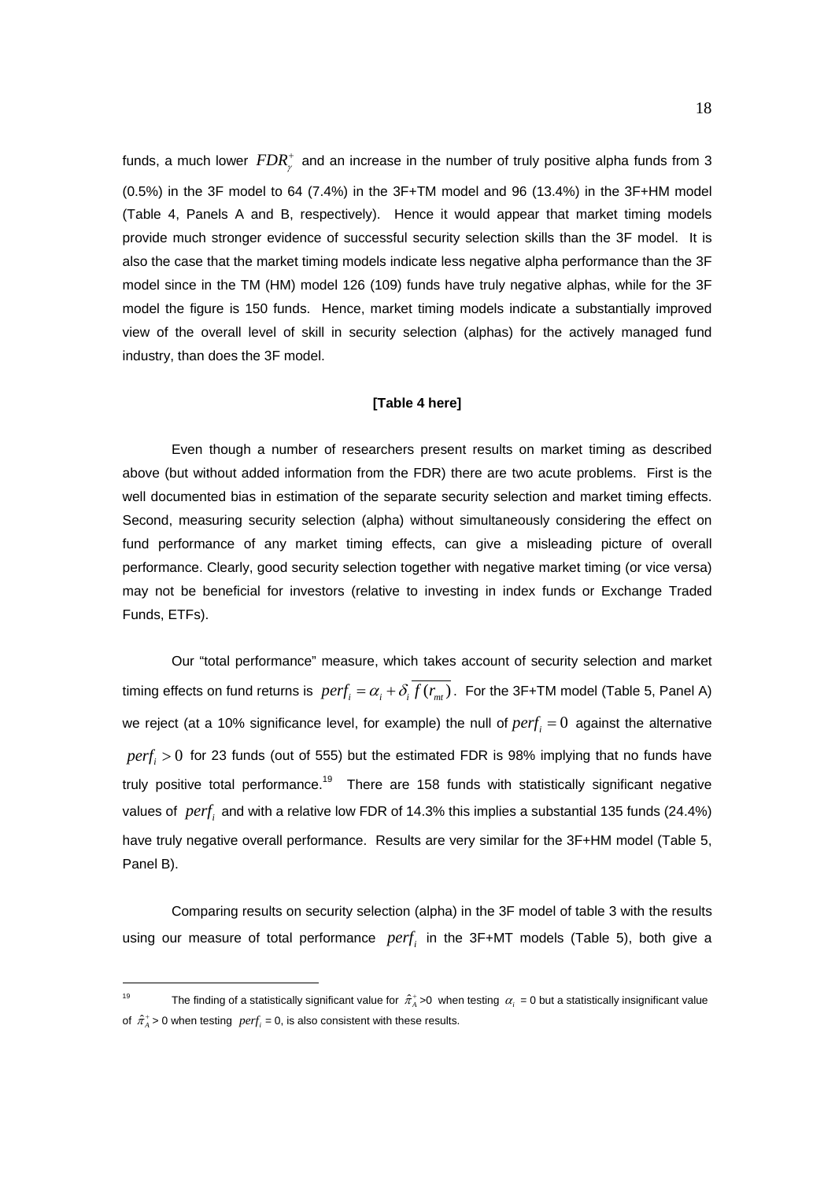funds, a much lower $FDR_{\gamma}^{+}$ and an increase in the number of truly positive alpha funds from 3 (0.5%) in the 3F model to 64 (7.4%) in the 3F+TM model and 96 (13.4%) in the 3F+HM model (Table 4, Panels A and B, respectively). Hence it would appear that market timing models provide much stronger evidence of successful security selection skills than the 3F model. It is also the case that the market timing models indicate less negative alpha performance than the 3F model since in the TM (HM) model 126 (109) funds have truly negative alphas, while for the 3F model the figure is 150 funds. Hence, market timing models indicate a substantially improved view of the overall level of skill in security selection (alphas) for the actively managed fund industry, than does the 3F model.

**[Table 4 here]**

Even though a number of researchers present results on market timing as described above (but without added information from the FDR) there are two acute problems. First is the well documented bias in estimation of the separate security selection and market timing effects. Second, measuring security selection (alpha) without simultaneously considering the effect on fund performance of any market timing effects, can give a misleading picture of overall performance. Clearly, good security selection together with negative market timing (or vice versa) may not be beneficial for investors (relative to investing in index funds or Exchange Traded Funds, ETFs).

Our "total performance" measure, which takes account of security selection and market timing effects on fund returns is $perf_i = \alpha_i + \delta_i \overline{f(r_{mt})}$. For the 3F+TM model (Table 5, Panel A) we reject (at a 10% significance level, for example) the null of $perf_i = 0$ against the alternative $perf_i > 0$ for 23 funds (out of 555) but the estimated FDR is 98% implying that no funds have truly positive total performance.[19] There are 158 funds with statistically significant negative values of $perf_i$ and with a relative low FDR of 14.3% this implies a substantial 135 funds (24.4%) have truly negative overall performance. Results are very similar for the 3F+HM model (Table 5, Panel B).

Comparing results on security selection (alpha) in the 3F model of table 3 with the results using our measure of total performance $perf_i$ in the 3F+MT models (Table 5), both give a

---

[19] The finding of a statistically significant value for $\hat{\pi}_A^{+} > 0$ when testing $\alpha_i = 0$ but a statistically insignificant value of $\hat{\pi}_A^{+} > 0$ when testing $perf_i = 0$, is also consistent with these results.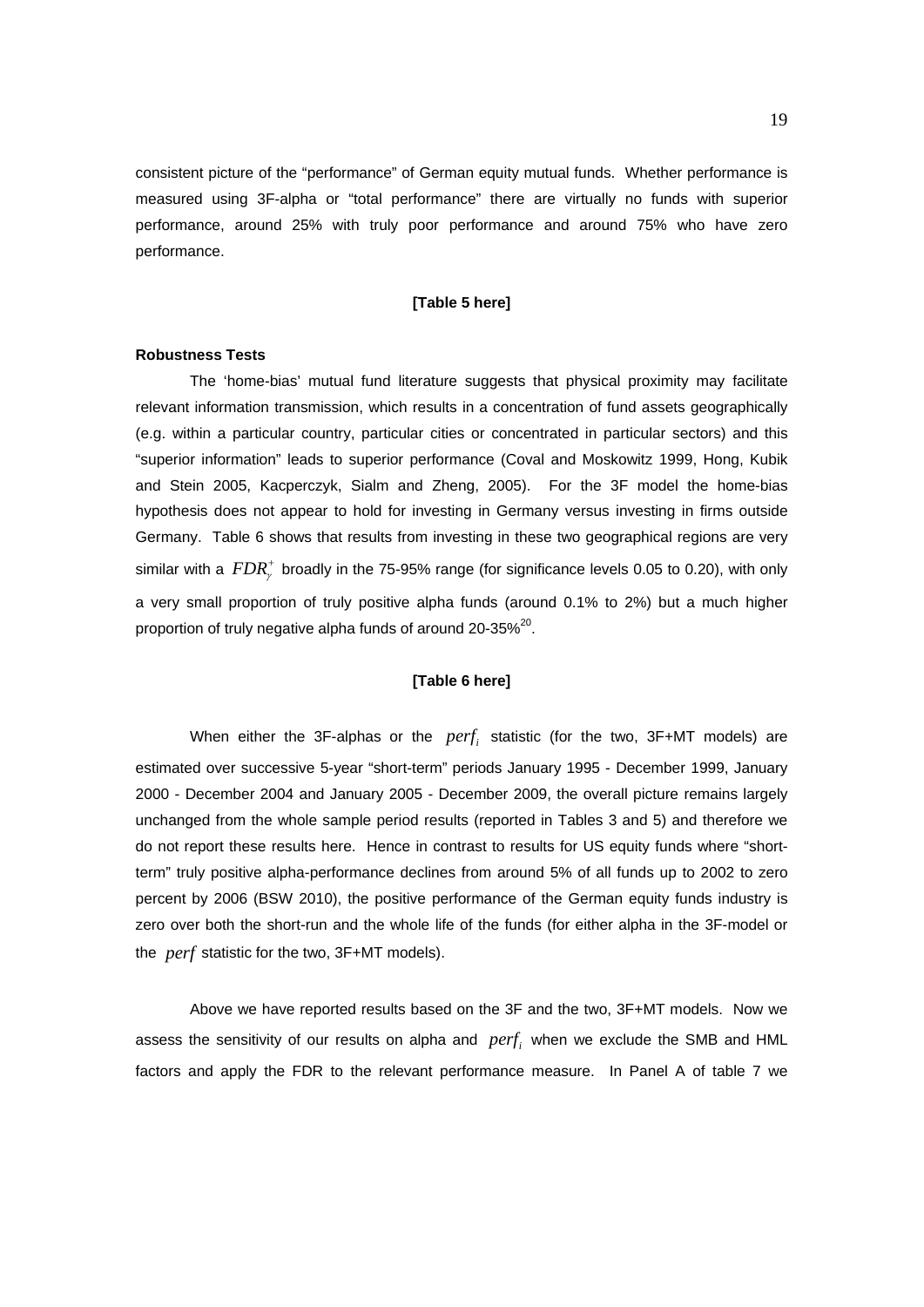consistent picture of the "performance" of German equity mutual funds. Whether performance is measured using 3F-alpha or "total performance" there are virtually no funds with superior performance, around 25% with truly poor performance and around 75% who have zero performance.

**[Table 5 here]**

**Robustness Tests**

The 'home-bias' mutual fund literature suggests that physical proximity may facilitate relevant information transmission, which results in a concentration of fund assets geographically (e.g. within a particular country, particular cities or concentrated in particular sectors) and this "superior information" leads to superior performance (Coval and Moskowitz 1999, Hong, Kubik and Stein 2005, Kacperczyk, Sialm and Zheng, 2005). For the 3F model the home-bias hypothesis does not appear to hold for investing in Germany versus investing in firms outside Germany. Table 6 shows that results from investing in these two geographical regions are very similar with a $FDR_{\gamma}^{+}$ broadly in the 75-95% range (for significance levels 0.05 to 0.20), with only a very small proportion of truly positive alpha funds (around 0.1% to 2%) but a much higher proportion of truly negative alpha funds of around 20-35%[20].

**[Table 6 here]**

When either the 3F-alphas or the $perf_i$ statistic (for the two, 3F+MT models) are estimated over successive 5-year "short-term" periods January 1995 - December 1999, January 2000 - December 2004 and January 2005 - December 2009, the overall picture remains largely unchanged from the whole sample period results (reported in Tables 3 and 5) and therefore we do not report these results here. Hence in contrast to results for US equity funds where "short-term" truly positive alpha-performance declines from around 5% of all funds up to 2002 to zero percent by 2006 (BSW 2010), the positive performance of the German equity funds industry is zero over both the short-run and the whole life of the funds (for either alpha in the 3F-model or the $perf$ statistic for the two, 3F+MT models).

Above we have reported results based on the 3F and the two, 3F+MT models. Now we assess the sensitivity of our results on alpha and $perf_i$ when we exclude the SMB and HML factors and apply the FDR to the relevant performance measure. In Panel A of table 7 we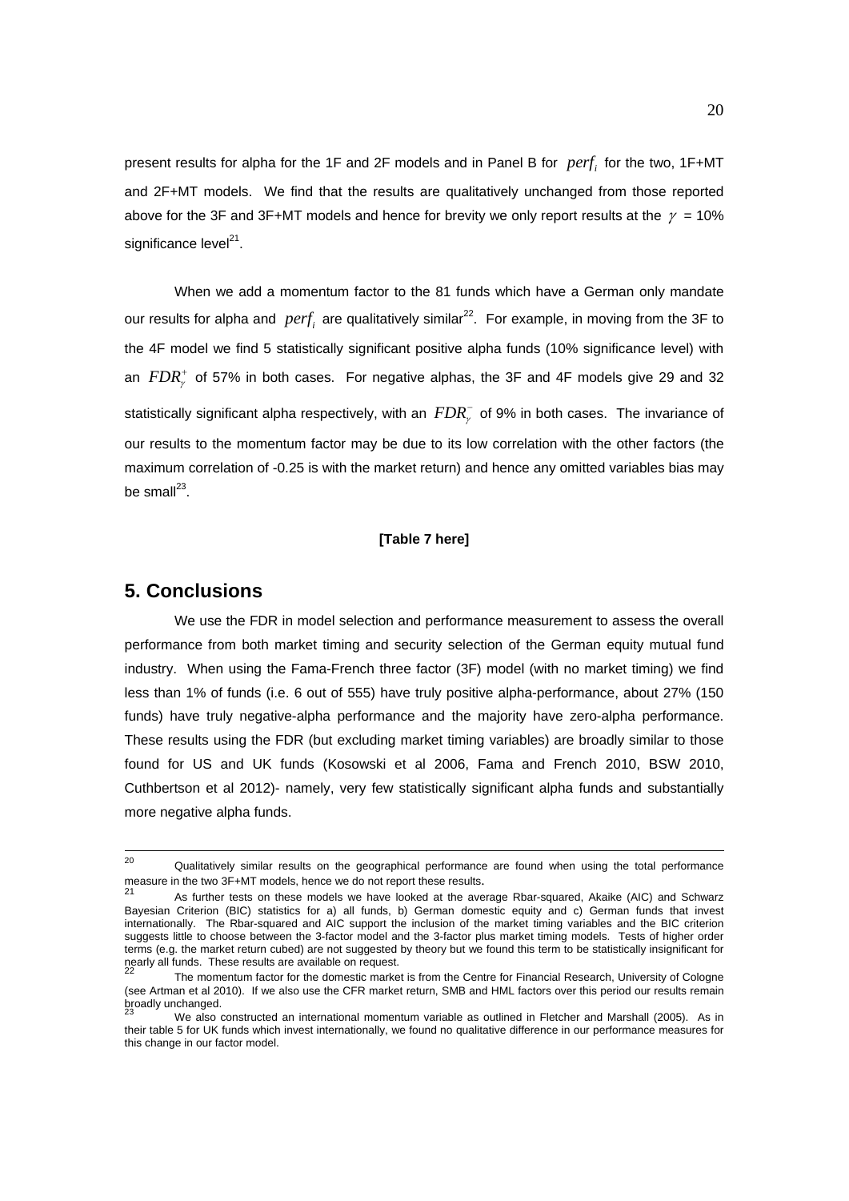present results for alpha for the 1F and 2F models and in Panel B for $perf_i$ for the two, 1F+MT and 2F+MT models. We find that the results are qualitatively unchanged from those reported above for the 3F and 3F+MT models and hence for brevity we only report results at the $\gamma$ = 10% significance level[21].

When we add a momentum factor to the 81 funds which have a German only mandate our results for alpha and $perf_i$ are qualitatively similar[22]. For example, in moving from the 3F to the 4F model we find 5 statistically significant positive alpha funds (10% significance level) with an $FDR_{\gamma}^{+}$ of 57% in both cases. For negative alphas, the 3F and 4F models give 29 and 32 statistically significant alpha respectively, with an $FDR_{\gamma}^{-}$ of 9% in both cases. The invariance of our results to the momentum factor may be due to its low correlation with the other factors (the maximum correlation of -0.25 is with the market return) and hence any omitted variables bias may be small[23].

**[Table 7 here]**

## 5. Conclusions

We use the FDR in model selection and performance measurement to assess the overall performance from both market timing and security selection of the German equity mutual fund industry. When using the Fama-French three factor (3F) model (with no market timing) we find less than 1% of funds (i.e. 6 out of 555) have truly positive alpha-performance, about 27% (150 funds) have truly negative-alpha performance and the majority have zero-alpha performance. These results using the FDR (but excluding market timing variables) are broadly similar to those found for US and UK funds (Kosowski et al 2006, Fama and French 2010, BSW 2010, Cuthbertson et al 2012)- namely, very few statistically significant alpha funds and substantially more negative alpha funds.

---

[20] Qualitatively similar results on the geographical performance are found when using the total performance measure in the two 3F+MT models, hence we do not report these results.

[21] As further tests on these models we have looked at the average Rbar-squared, Akaike (AIC) and Schwarz Bayesian Criterion (BIC) statistics for a) all funds, b) German domestic equity and c) German funds that invest internationally. The Rbar-squared and AIC support the inclusion of the market timing variables and the BIC criterion suggests little to choose between the 3-factor model and the 3-factor plus market timing models. Tests of higher order terms (e.g. the market return cubed) are not suggested by theory but we found this term to be statistically insignificant for nearly all funds. These results are available on request.

[22] The momentum factor for the domestic market is from the Centre for Financial Research, University of Cologne (see Artman et al 2010). If we also use the CFR market return, SMB and HML factors over this period our results remain broadly unchanged.

[23] We also constructed an international momentum variable as outlined in Fletcher and Marshall (2005). As in their table 5 for UK funds which invest internationally, we found no qualitative difference in our performance measures for this change in our factor model.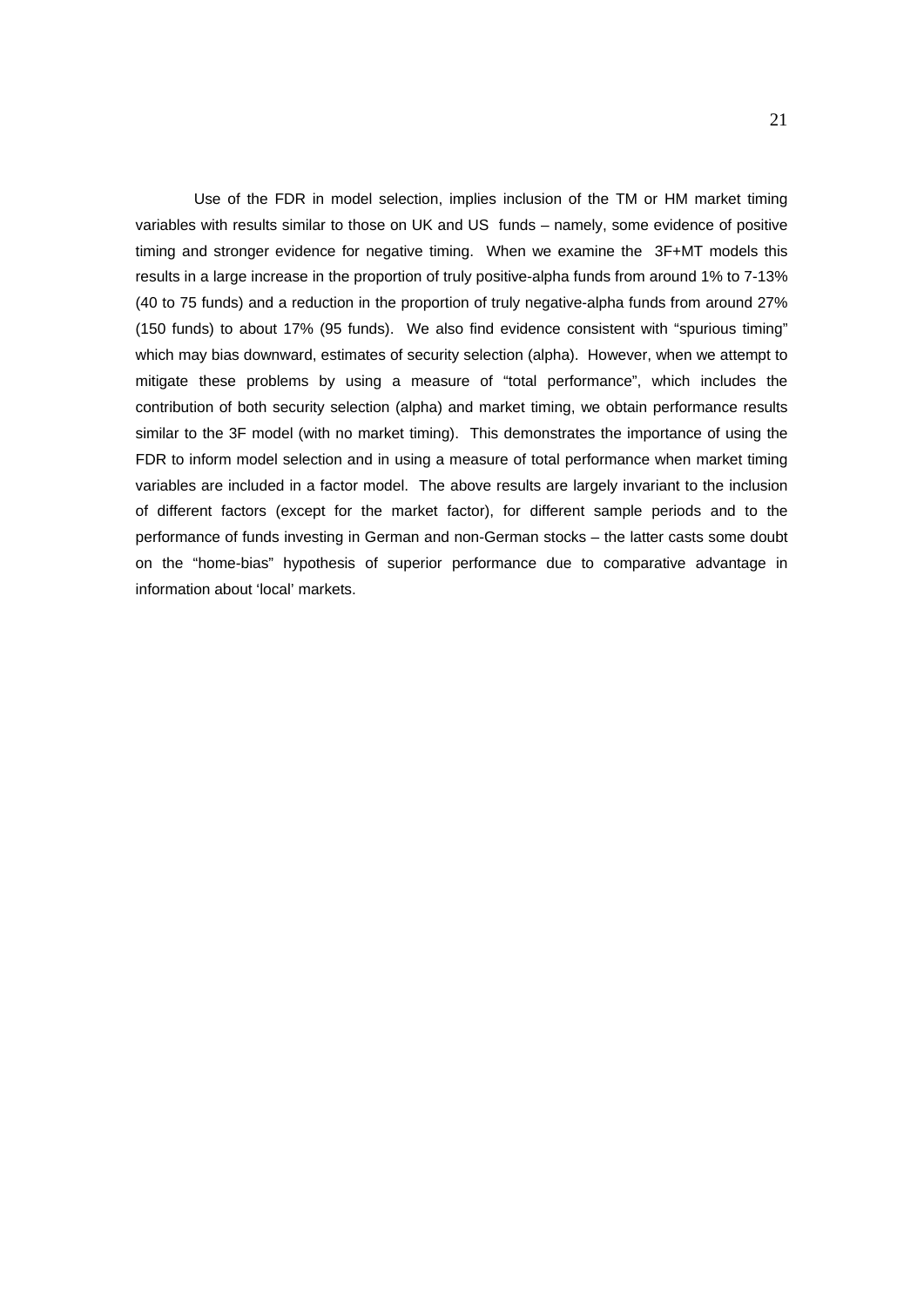Use of the FDR in model selection, implies inclusion of the TM or HM market timing variables with results similar to those on UK and US funds – namely, some evidence of positive timing and stronger evidence for negative timing. When we examine the 3F+MT models this results in a large increase in the proportion of truly positive-alpha funds from around 1% to 7-13% (40 to 75 funds) and a reduction in the proportion of truly negative-alpha funds from around 27% (150 funds) to about 17% (95 funds). We also find evidence consistent with "spurious timing" which may bias downward, estimates of security selection (alpha). However, when we attempt to mitigate these problems by using a measure of "total performance", which includes the contribution of both security selection (alpha) and market timing, we obtain performance results similar to the 3F model (with no market timing). This demonstrates the importance of using the FDR to inform model selection and in using a measure of total performance when market timing variables are included in a factor model. The above results are largely invariant to the inclusion of different factors (except for the market factor), for different sample periods and to the performance of funds investing in German and non-German stocks – the latter casts some doubt on the "home-bias" hypothesis of superior performance due to comparative advantage in information about 'local' markets.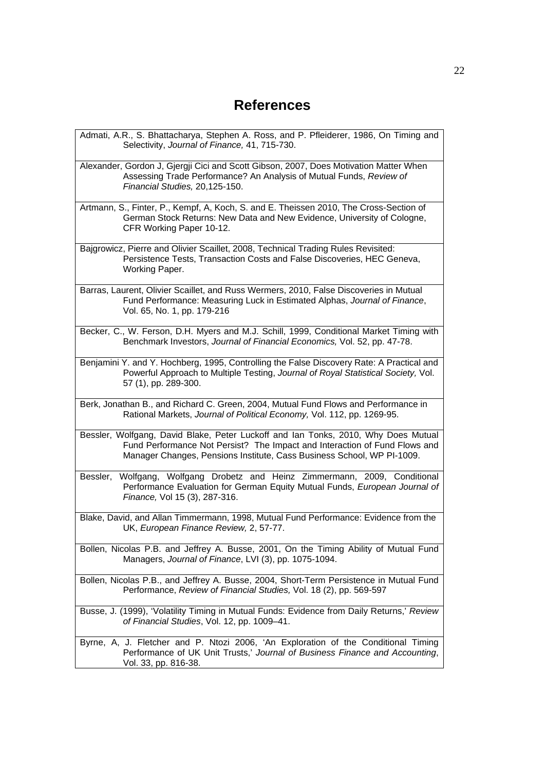# References

Admati, A.R., S. Bhattacharya, Stephen A. Ross, and P. Pfleiderer, 1986, On Timing and Selectivity, *Journal of Finance,* 41, 715-730.

Alexander, Gordon J, Gjergji Cici and Scott Gibson, 2007, Does Motivation Matter When Assessing Trade Performance? An Analysis of Mutual Funds, *Review of Financial Studies,* 20,125-150.

Artmann, S., Finter, P., Kempf, A, Koch, S. and E. Theissen 2010, The Cross-Section of German Stock Returns: New Data and New Evidence, University of Cologne, CFR Working Paper 10-12.

Bajgrowicz, Pierre and Olivier Scaillet, 2008, Technical Trading Rules Revisited: Persistence Tests, Transaction Costs and False Discoveries, HEC Geneva, Working Paper.

Barras, Laurent, Olivier Scaillet, and Russ Wermers, 2010, False Discoveries in Mutual Fund Performance: Measuring Luck in Estimated Alphas, *Journal of Finance*, Vol. 65, No. 1, pp. 179-216

Becker, C., W. Ferson, D.H. Myers and M.J. Schill, 1999, Conditional Market Timing with Benchmark Investors, *Journal of Financial Economics,* Vol. 52, pp. 47-78.

Benjamini Y. and Y. Hochberg, 1995, Controlling the False Discovery Rate: A Practical and Powerful Approach to Multiple Testing, *Journal of Royal Statistical Society,* Vol. 57 (1), pp. 289-300.

Berk, Jonathan B., and Richard C. Green, 2004, Mutual Fund Flows and Performance in Rational Markets, *Journal of Political Economy,* Vol. 112, pp. 1269-95.

Bessler, Wolfgang, David Blake, Peter Luckoff and Ian Tonks, 2010, Why Does Mutual Fund Performance Not Persist? The Impact and Interaction of Fund Flows and Manager Changes, Pensions Institute, Cass Business School, WP PI-1009.

Bessler, Wolfgang, Wolfgang Drobetz and Heinz Zimmermann, 2009, Conditional Performance Evaluation for German Equity Mutual Funds, *European Journal of Finance,* Vol 15 (3), 287-316.

Blake, David, and Allan Timmermann, 1998, Mutual Fund Performance: Evidence from the UK, *European Finance Review,* 2, 57-77.

Bollen, Nicolas P.B. and Jeffrey A. Busse, 2001, On the Timing Ability of Mutual Fund Managers, *Journal of Finance*, LVI (3), pp. 1075-1094.

Bollen, Nicolas P.B., and Jeffrey A. Busse, 2004, Short-Term Persistence in Mutual Fund Performance, *Review of Financial Studies,* Vol. 18 (2), pp. 569-597

Busse, J. (1999), 'Volatility Timing in Mutual Funds: Evidence from Daily Returns,' *Review of Financial Studies*, Vol. 12, pp. 1009–41.

Byrne, A, J. Fletcher and P. Ntozi 2006, 'An Exploration of the Conditional Timing Performance of UK Unit Trusts,' *Journal of Business Finance and Accounting*, Vol. 33, pp. 816-38.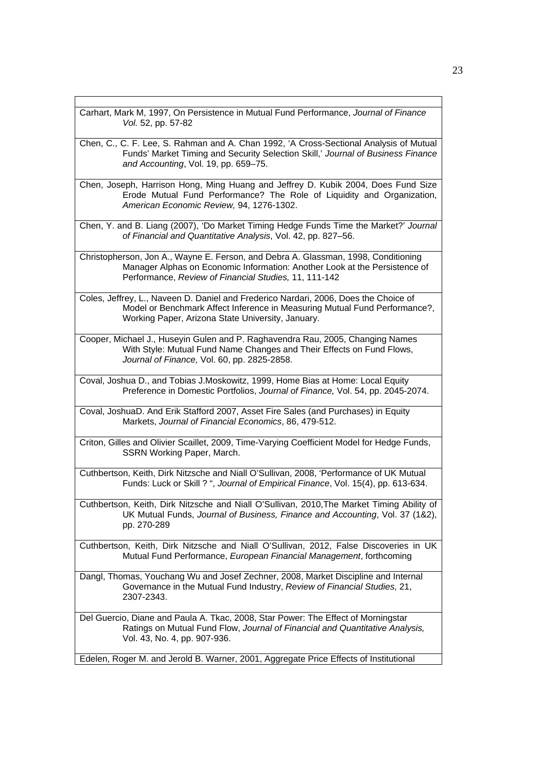Carhart, Mark M, 1997, On Persistence in Mutual Fund Performance, *Journal of Finance Vol.* 52, pp. 57-82

Chen, C., C. F. Lee, S. Rahman and A. Chan 1992, 'A Cross-Sectional Analysis of Mutual Funds' Market Timing and Security Selection Skill,' *Journal of Business Finance and Accounting*, Vol. 19, pp. 659–75.

Chen, Joseph, Harrison Hong, Ming Huang and Jeffrey D. Kubik 2004, Does Fund Size Erode Mutual Fund Performance? The Role of Liquidity and Organization, *American Economic Review,* 94, 1276-1302.

Chen, Y. and B. Liang (2007), 'Do Market Timing Hedge Funds Time the Market?' *Journal of Financial and Quantitative Analysis*, Vol. 42, pp. 827–56.

Christopherson, Jon A., Wayne E. Ferson, and Debra A. Glassman, 1998, Conditioning Manager Alphas on Economic Information: Another Look at the Persistence of Performance, *Review of Financial Studies,* 11, 111-142

Coles, Jeffrey, L., Naveen D. Daniel and Frederico Nardari, 2006, Does the Choice of Model or Benchmark Affect Inference in Measuring Mutual Fund Performance?, Working Paper, Arizona State University, January.

Cooper, Michael J., Huseyin Gulen and P. Raghavendra Rau, 2005, Changing Names With Style: Mutual Fund Name Changes and Their Effects on Fund Flows, *Journal of Finance,* Vol. 60, pp. 2825-2858.

Coval, Joshua D., and Tobias J.Moskowitz, 1999, Home Bias at Home: Local Equity Preference in Domestic Portfolios, *Journal of Finance,* Vol. 54, pp. 2045-2074.

Coval, JoshuaD. And Erik Stafford 2007, Asset Fire Sales (and Purchases) in Equity Markets, *Journal of Financial Economics*, 86, 479-512.

Criton, Gilles and Olivier Scaillet, 2009, Time-Varying Coefficient Model for Hedge Funds, SSRN Working Paper, March.

Cuthbertson, Keith, Dirk Nitzsche and Niall O'Sullivan, 2008, 'Performance of UK Mutual Funds: Luck or Skill ? ", *Journal of Empirical Finance*, Vol. 15(4), pp. 613-634.

Cuthbertson, Keith, Dirk Nitzsche and Niall O'Sullivan, 2010,The Market Timing Ability of UK Mutual Funds, *Journal of Business, Finance and Accounting*, Vol. 37 (1&2), pp. 270-289

Cuthbertson, Keith, Dirk Nitzsche and Niall O'Sullivan, 2012, False Discoveries in UK Mutual Fund Performance, *European Financial Management*, forthcoming

Dangl, Thomas, Youchang Wu and Josef Zechner, 2008, Market Discipline and Internal Governance in the Mutual Fund Industry, *Review of Financial Studies,* 21, 2307-2343.

Del Guercio, Diane and Paula A. Tkac, 2008, Star Power: The Effect of Morningstar Ratings on Mutual Fund Flow, *Journal of Financial and Quantitative Analysis,* Vol. 43, No. 4, pp. 907-936.

Edelen, Roger M. and Jerold B. Warner, 2001, Aggregate Price Effects of Institutional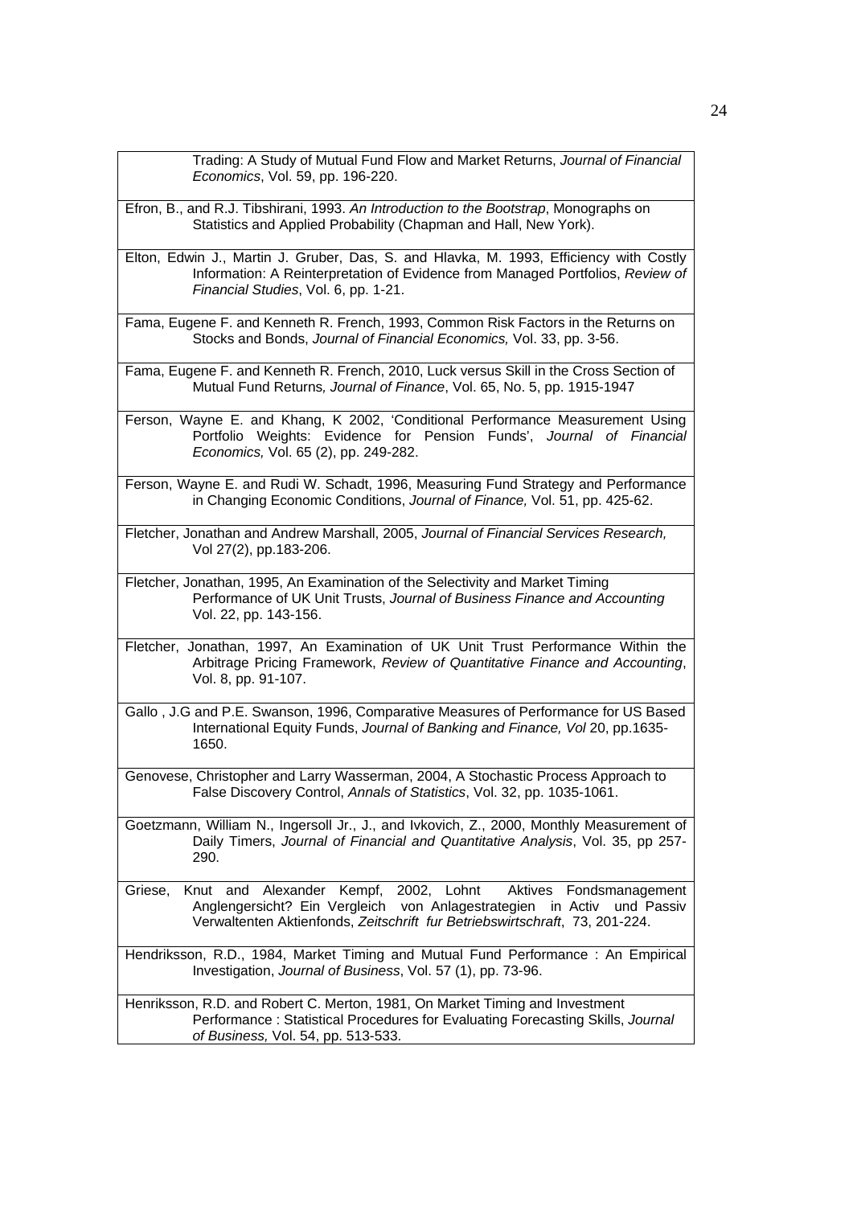Trading: A Study of Mutual Fund Flow and Market Returns, *Journal of Financial Economics*, Vol. 59, pp. 196-220.

Efron, B., and R.J. Tibshirani, 1993. *An Introduction to the Bootstrap*, Monographs on Statistics and Applied Probability (Chapman and Hall, New York).

Elton, Edwin J., Martin J. Gruber, Das, S. and Hlavka, M. 1993, Efficiency with Costly Information: A Reinterpretation of Evidence from Managed Portfolios, *Review of Financial Studies*, Vol. 6, pp. 1-21.

Fama, Eugene F. and Kenneth R. French, 1993, Common Risk Factors in the Returns on Stocks and Bonds, *Journal of Financial Economics,* Vol. 33, pp. 3-56.

Fama, Eugene F. and Kenneth R. French, 2010, Luck versus Skill in the Cross Section of Mutual Fund Returns*, Journal of Finance*, Vol. 65, No. 5, pp. 1915-1947

Ferson, Wayne E. and Khang, K 2002, 'Conditional Performance Measurement Using Portfolio Weights: Evidence for Pension Funds', *Journal of Financial Economics,* Vol. 65 (2), pp. 249-282.

Ferson, Wayne E. and Rudi W. Schadt, 1996, Measuring Fund Strategy and Performance in Changing Economic Conditions, *Journal of Finance,* Vol. 51, pp. 425-62.

Fletcher, Jonathan and Andrew Marshall, 2005, *Journal of Financial Services Research,* Vol 27(2), pp.183-206.

Fletcher, Jonathan, 1995, An Examination of the Selectivity and Market Timing Performance of UK Unit Trusts, *Journal of Business Finance and Accounting* Vol. 22, pp. 143-156.

Fletcher, Jonathan, 1997, An Examination of UK Unit Trust Performance Within the Arbitrage Pricing Framework, *Review of Quantitative Finance and Accounting*, Vol. 8, pp. 91-107.

Gallo , J.G and P.E. Swanson, 1996, Comparative Measures of Performance for US Based International Equity Funds, *Journal of Banking and Finance, Vol* 20, pp.1635-1650.

Genovese, Christopher and Larry Wasserman, 2004, A Stochastic Process Approach to False Discovery Control, *Annals of Statistics*, Vol. 32, pp. 1035-1061.

Goetzmann, William N., Ingersoll Jr., J., and Ivkovich, Z., 2000, Monthly Measurement of Daily Timers, *Journal of Financial and Quantitative Analysis*, Vol. 35, pp 257-290.

Griese, Knut and Alexander Kempf, 2002, Lohnt Aktives Fondsmanagement Anglengersicht? Ein Vergleich von Anlagestrategien in Activ und Passiv Verwaltenten Aktienfonds, *Zeitschrift fur Betriebswirtschraft*, 73, 201-224.

Hendriksson, R.D., 1984, Market Timing and Mutual Fund Performance : An Empirical Investigation, *Journal of Business*, Vol. 57 (1), pp. 73-96.

Henriksson, R.D. and Robert C. Merton, 1981, On Market Timing and Investment Performance : Statistical Procedures for Evaluating Forecasting Skills, *Journal of Business,* Vol. 54, pp. 513-533.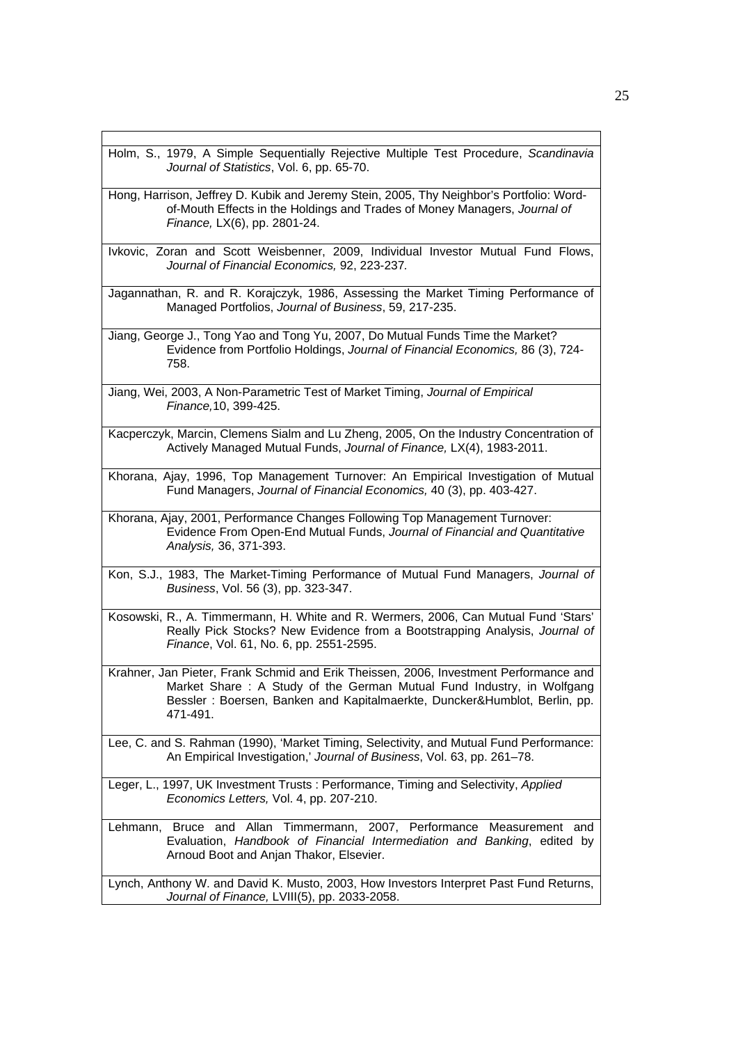Holm, S., 1979, A Simple Sequentially Rejective Multiple Test Procedure, *Scandinavia Journal of Statistics*, Vol. 6, pp. 65-70.

Hong, Harrison, Jeffrey D. Kubik and Jeremy Stein, 2005, Thy Neighbor's Portfolio: Word-of-Mouth Effects in the Holdings and Trades of Money Managers, *Journal of Finance,* LX(6), pp. 2801-24.

Ivkovic, Zoran and Scott Weisbenner, 2009, Individual Investor Mutual Fund Flows, *Journal of Financial Economics,* 92, 223-237.

Jagannathan, R. and R. Korajczyk, 1986, Assessing the Market Timing Performance of Managed Portfolios, *Journal of Business*, 59, 217-235.

Jiang, George J., Tong Yao and Tong Yu, 2007, Do Mutual Funds Time the Market? Evidence from Portfolio Holdings, *Journal of Financial Economics,* 86 (3), 724-758.

Jiang, Wei, 2003, A Non-Parametric Test of Market Timing, *Journal of Empirical Finance,*10, 399-425.

Kacperczyk, Marcin, Clemens Sialm and Lu Zheng, 2005, On the Industry Concentration of Actively Managed Mutual Funds, *Journal of Finance,* LX(4), 1983-2011.

Khorana, Ajay, 1996, Top Management Turnover: An Empirical Investigation of Mutual Fund Managers, *Journal of Financial Economics,* 40 (3), pp. 403-427.

Khorana, Ajay, 2001, Performance Changes Following Top Management Turnover: Evidence From Open-End Mutual Funds, *Journal of Financial and Quantitative Analysis,* 36, 371-393.

Kon, S.J., 1983, The Market-Timing Performance of Mutual Fund Managers, *Journal of Business*, Vol. 56 (3), pp. 323-347.

Kosowski, R., A. Timmermann, H. White and R. Wermers, 2006, Can Mutual Fund 'Stars' Really Pick Stocks? New Evidence from a Bootstrapping Analysis, *Journal of Finance*, Vol. 61, No. 6, pp. 2551-2595.

Krahner, Jan Pieter, Frank Schmid and Erik Theissen, 2006, Investment Performance and Market Share : A Study of the German Mutual Fund Industry, in Wolfgang Bessler : Boersen, Banken and Kapitalmaerkte, Duncker&Humblot, Berlin, pp. 471-491.

Lee, C. and S. Rahman (1990), 'Market Timing, Selectivity, and Mutual Fund Performance: An Empirical Investigation,' *Journal of Business*, Vol. 63, pp. 261–78.

Leger, L., 1997, UK Investment Trusts : Performance, Timing and Selectivity, *Applied Economics Letters,* Vol. 4, pp. 207-210.

Lehmann, Bruce and Allan Timmermann, 2007, Performance Measurement and Evaluation, *Handbook of Financial Intermediation and Banking*, edited by Arnoud Boot and Anjan Thakor, Elsevier.

Lynch, Anthony W. and David K. Musto, 2003, How Investors Interpret Past Fund Returns, *Journal of Finance,* LVIII(5), pp. 2033-2058.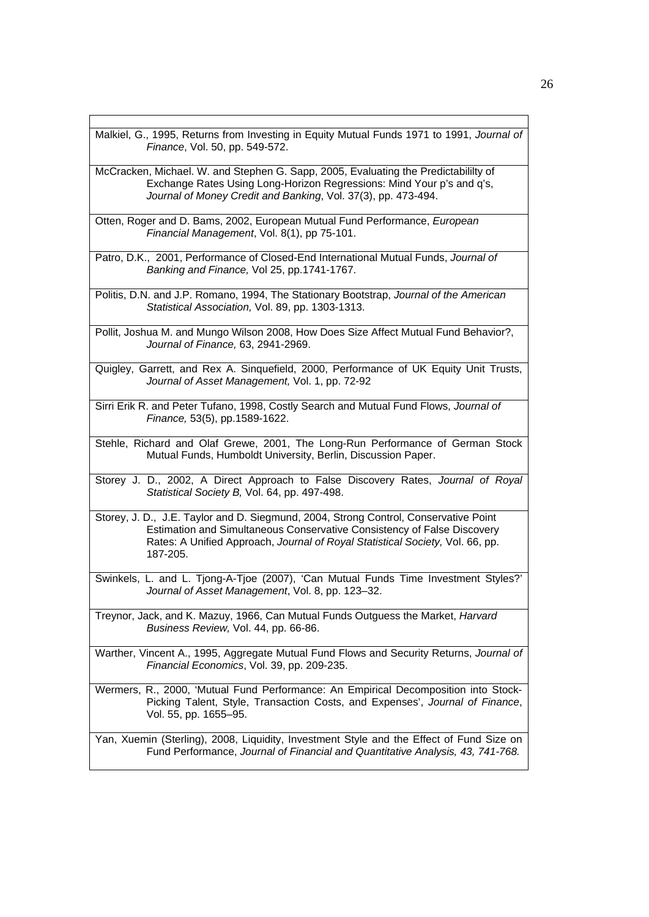Malkiel, G., 1995, Returns from Investing in Equity Mutual Funds 1971 to 1991, *Journal of Finance*, Vol. 50, pp. 549-572.

McCracken, Michael. W. and Stephen G. Sapp, 2005, Evaluating the Predictabililty of Exchange Rates Using Long-Horizon Regressions: Mind Your p's and q's, *Journal of Money Credit and Banking*, Vol. 37(3), pp. 473-494.

Otten, Roger and D. Bams, 2002, European Mutual Fund Performance, *European Financial Management*, Vol. 8(1), pp 75-101.

Patro, D.K., 2001, Performance of Closed-End International Mutual Funds, *Journal of Banking and Finance,* Vol 25, pp.1741-1767.

Politis, D.N. and J.P. Romano, 1994, The Stationary Bootstrap, *Journal of the American Statistical Association,* Vol. 89, pp. 1303-1313.

Pollit, Joshua M. and Mungo Wilson 2008, How Does Size Affect Mutual Fund Behavior?, *Journal of Finance,* 63, 2941-2969.

Quigley, Garrett, and Rex A. Sinquefield, 2000, Performance of UK Equity Unit Trusts, *Journal of Asset Management,* Vol. 1, pp. 72-92

Sirri Erik R. and Peter Tufano, 1998, Costly Search and Mutual Fund Flows, *Journal of Finance,* 53(5), pp.1589-1622.

Stehle, Richard and Olaf Grewe, 2001, The Long-Run Performance of German Stock Mutual Funds, Humboldt University, Berlin, Discussion Paper.

Storey J. D., 2002, A Direct Approach to False Discovery Rates, *Journal of Royal Statistical Society B,* Vol. 64, pp. 497-498.

Storey, J. D., J.E. Taylor and D. Siegmund, 2004, Strong Control, Conservative Point Estimation and Simultaneous Conservative Consistency of False Discovery Rates: A Unified Approach, *Journal of Royal Statistical Society,* Vol. 66, pp. 187-205.

Swinkels, L. and L. Tjong-A-Tjoe (2007), 'Can Mutual Funds Time Investment Styles?' *Journal of Asset Management*, Vol. 8, pp. 123–32.

Treynor, Jack, and K. Mazuy, 1966, Can Mutual Funds Outguess the Market, *Harvard Business Review,* Vol. 44, pp. 66-86.

Warther, Vincent A., 1995, Aggregate Mutual Fund Flows and Security Returns, *Journal of Financial Economics*, Vol. 39, pp. 209-235.

Wermers, R., 2000, 'Mutual Fund Performance: An Empirical Decomposition into Stock-Picking Talent, Style, Transaction Costs, and Expenses', *Journal of Finance*, Vol. 55, pp. 1655–95.

Yan, Xuemin (Sterling), 2008, Liquidity, Investment Style and the Effect of Fund Size on Fund Performance, *Journal of Financial and Quantitative Analysis, 43, 741-768.*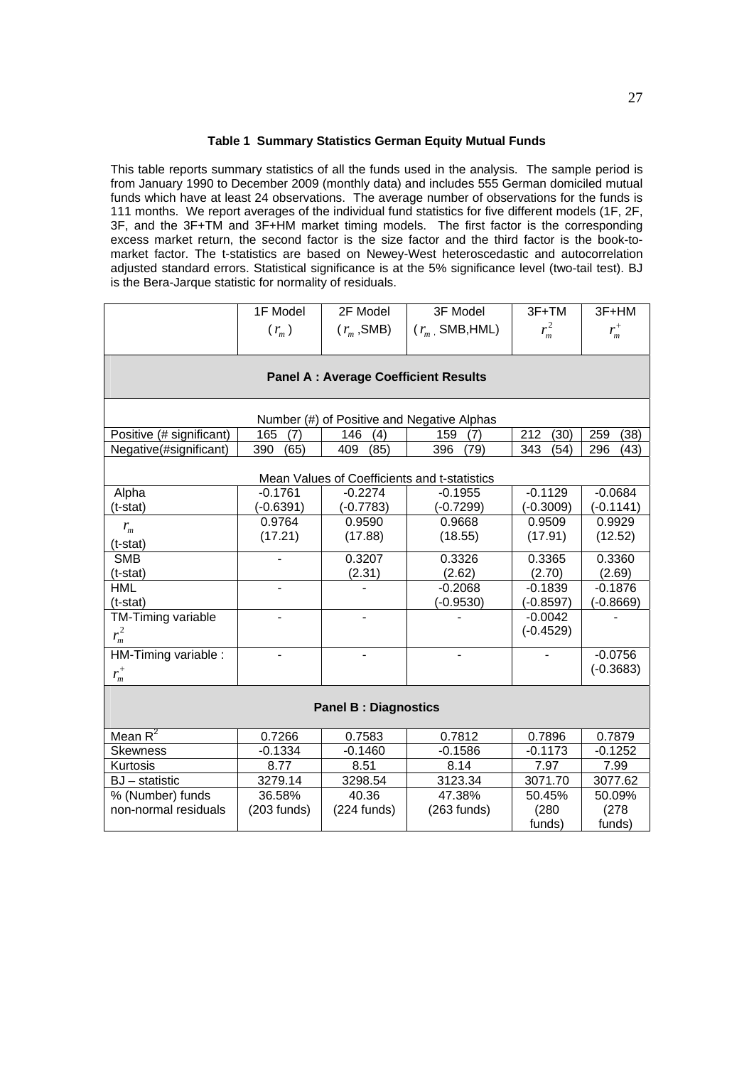**Table 1 Summary Statistics German Equity Mutual Funds**

This table reports summary statistics of all the funds used in the analysis. The sample period is from January 1990 to December 2009 (monthly data) and includes 555 German domiciled mutual funds which have at least 24 observations. The average number of observations for the funds is 111 months. We report averages of the individual fund statistics for five different models (1F, 2F, 3F, and the 3F+TM and 3F+HM market timing models. The first factor is the corresponding excess market return, the second factor is the size factor and the third factor is the book-to-market factor. The t-statistics are based on Newey-West heteroscedastic and autocorrelation adjusted standard errors. Statistical significance is at the 5% significance level (two-tail test). BJ is the Bera-Jarque statistic for normality of residuals.

| | 1F Model ($r_m$) | 2F Model ($r_m$ ,SMB) | 3F Model ($r_m$ , SMB,HML) | 3F+TM $r_m^2$ | 3F+HM $r_m^+$ |
|---|---|---|---|---|---|
| **Panel A : Average Coefficient Results** | | | | | |
| Number (#) of Positive and Negative Alphas | | | | | |
| Positive (# significant) | 165 (7) | 146 (4) | 159 (7) | 212 (30) | 259 (38) |
| Negative(#significant) | 390 (65) | 409 (85) | 396 (79) | 343 (54) | 296 (43) |
| Mean Values of Coefficients and t-statistics | | | | | |
| Alpha | -0.1761 | -0.2274 | -0.1955 | -0.1129 | -0.0684 |
| (t-stat) | (-0.6391) | (-0.7783) | (-0.7299) | (-0.3009) | (-0.1141) |
| $r_m$ | 0.9764 | 0.9590 | 0.9668 | 0.9509 | 0.9929 |
| (t-stat) | (17.21) | (17.88) | (18.55) | (17.91) | (12.52) |
| SMB | - | 0.3207 | 0.3326 | 0.3365 | 0.3360 |
| (t-stat) | | (2.31) | (2.62) | (2.70) | (2.69) |
| HML | - | - | -0.2068 | -0.1839 | -0.1876 |
| (t-stat) | | | (-0.9530) | (-0.8597) | (-0.8669) |
| TM-Timing variable $r_m^2$ | - | - | - | -0.0042 (-0.4529) | - |
| HM-Timing variable : $r_m^+$ | - | - | - | - | -0.0756 (-0.3683) |
| **Panel B : Diagnostics** | | | | | |
| Mean $R^2$ | 0.7266 | 0.7583 | 0.7812 | 0.7896 | 0.7879 |
| Skewness | -0.1334 | -0.1460 | -0.1586 | -0.1173 | -0.1252 |
| Kurtosis | 8.77 | 8.51 | 8.14 | 7.97 | 7.99 |
| BJ – statistic | 3279.14 | 3298.54 | 3123.34 | 3071.70 | 3077.62 |
| % (Number) funds non-normal residuals | 36.58% (203 funds) | 40.36 (224 funds) | 47.38% (263 funds) | 50.45% (280 funds) | 50.09% (278 funds) |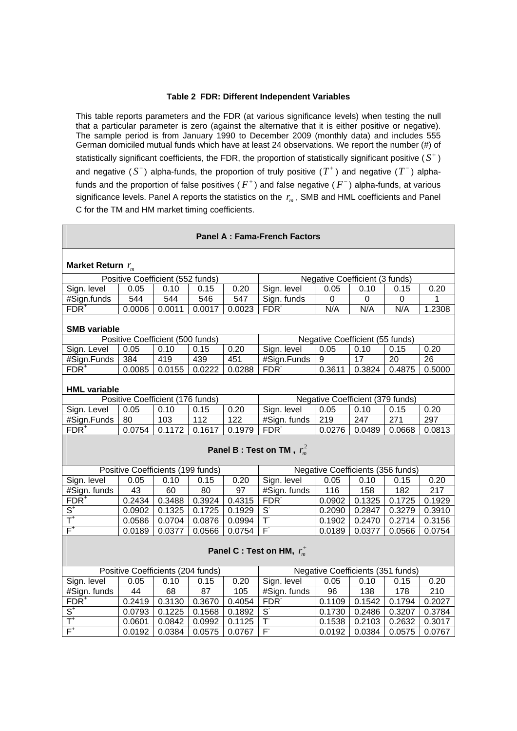**Table 2 FDR: Different Independent Variables**

This table reports parameters and the FDR (at various significance levels) when testing the null that a particular parameter is zero (against the alternative that it is either positive or negative). The sample period is from January 1990 to December 2009 (monthly data) and includes 555 German domiciled mutual funds which have at least 24 observations. We report the number (#) of statistically significant coefficients, the FDR, the proportion of statistically significant positive ($S^+$) and negative ($S^-$) alpha-funds, the proportion of truly positive ($T^+$) and negative ($T^-$) alpha-funds and the proportion of false positives ($F^+$) and false negative ($F^-$) alpha-funds, at various significance levels. Panel A reports the statistics on the $r_m$, SMB and HML coefficients and Panel C for the TM and HM market timing coefficients.

**Panel A : Fama-French Factors**

**Market Return $r_m$**

| Positive Coefficient (552 funds) | | | | | Negative Coefficient (3 funds) | | | | |
|---|---|---|---|---|---|---|---|---|---|
| Sign. level | 0.05 | 0.10 | 0.15 | 0.20 | Sign. level | 0.05 | 0.10 | 0.15 | 0.20 |
| #Sign.funds | 544 | 544 | 546 | 547 | Sign. funds | 0 | 0 | 0 | 1 |
| $FDR^+$ | 0.0006 | 0.0011 | 0.0017 | 0.0023 | $FDR^-$ | N/A | N/A | N/A | 1.2308 |

**SMB variable**

| Positive Coefficient (500 funds) | | | | | Negative Coefficient (55 funds) | | | | |
|---|---|---|---|---|---|---|---|---|---|
| Sign. Level | 0.05 | 0.10 | 0.15 | 0.20 | Sign. level | 0.05 | 0.10 | 0.15 | 0.20 |
| #Sign.Funds | 384 | 419 | 439 | 451 | #Sign.Funds | 9 | 17 | 20 | 26 |
| $FDR^+$ | 0.0085 | 0.0155 | 0.0222 | 0.0288 | $FDR^-$ | 0.3611 | 0.3824 | 0.4875 | 0.5000 |

**HML variable**

| Positive Coefficient (176 funds) | | | | | Negative Coefficient (379 funds) | | | | |
|---|---|---|---|---|---|---|---|---|---|
| Sign. Level | 0.05 | 0.10 | 0.15 | 0.20 | Sign. level | 0.05 | 0.10 | 0.15 | 0.20 |
| #Sign.Funds | 80 | 103 | 112 | 122 | #Sign. funds | 219 | 247 | 271 | 297 |
| $FDR^+$ | 0.0754 | 0.1172 | 0.1617 | 0.1979 | $FDR^-$ | 0.0276 | 0.0489 | 0.0668 | 0.0813 |

**Panel B : Test on TM , $r_m^2$**

| Positive Coefficients (199 funds) | | | | | Negative Coefficients (356 funds) | | | | |
|---|---|---|---|---|---|---|---|---|---|
| Sign. level | 0.05 | 0.10 | 0.15 | 0.20 | Sign. level | 0.05 | 0.10 | 0.15 | 0.20 |
| #Sign. funds | 43 | 60 | 80 | 97 | #Sign. funds | 116 | 158 | 182 | 217 |
| $FDR^+$ | 0.2434 | 0.3488 | 0.3924 | 0.4315 | $FDR^-$ | 0.0902 | 0.1325 | 0.1725 | 0.1929 |
| $S^+$ | 0.0902 | 0.1325 | 0.1725 | 0.1929 | $S^-$ | 0.2090 | 0.2847 | 0.3279 | 0.3910 |
| $T^+$ | 0.0586 | 0.0704 | 0.0876 | 0.0994 | $T^-$ | 0.1902 | 0.2470 | 0.2714 | 0.3156 |
| $F^+$ | 0.0189 | 0.0377 | 0.0566 | 0.0754 | $F^-$ | 0.0189 | 0.0377 | 0.0566 | 0.0754 |

**Panel C : Test on HM, $r_m^+$**

| Positive Coefficients (204 funds) | | | | | Negative Coefficients (351 funds) | | | | |
|---|---|---|---|---|---|---|---|---|---|
| Sign. level | 0.05 | 0.10 | 0.15 | 0.20 | Sign. level | 0.05 | 0.10 | 0.15 | 0.20 |
| #Sign. funds | 44 | 68 | 87 | 105 | #Sign. funds | 96 | 138 | 178 | 210 |
| $FDR^+$ | 0.2419 | 0.3130 | 0.3670 | 0.4054 | $FDR^-$ | 0.1109 | 0.1542 | 0.1794 | 0.2027 |
| $S^+$ | 0.0793 | 0.1225 | 0.1568 | 0.1892 | $S^-$ | 0.1730 | 0.2486 | 0.3207 | 0.3784 |
| $T^+$ | 0.0601 | 0.0842 | 0.0992 | 0.1125 | $T^-$ | 0.1538 | 0.2103 | 0.2632 | 0.3017 |
| $F^+$ | 0.0192 | 0.0384 | 0.0575 | 0.0767 | $F^-$ | 0.0192 | 0.0384 | 0.0575 | 0.0767 |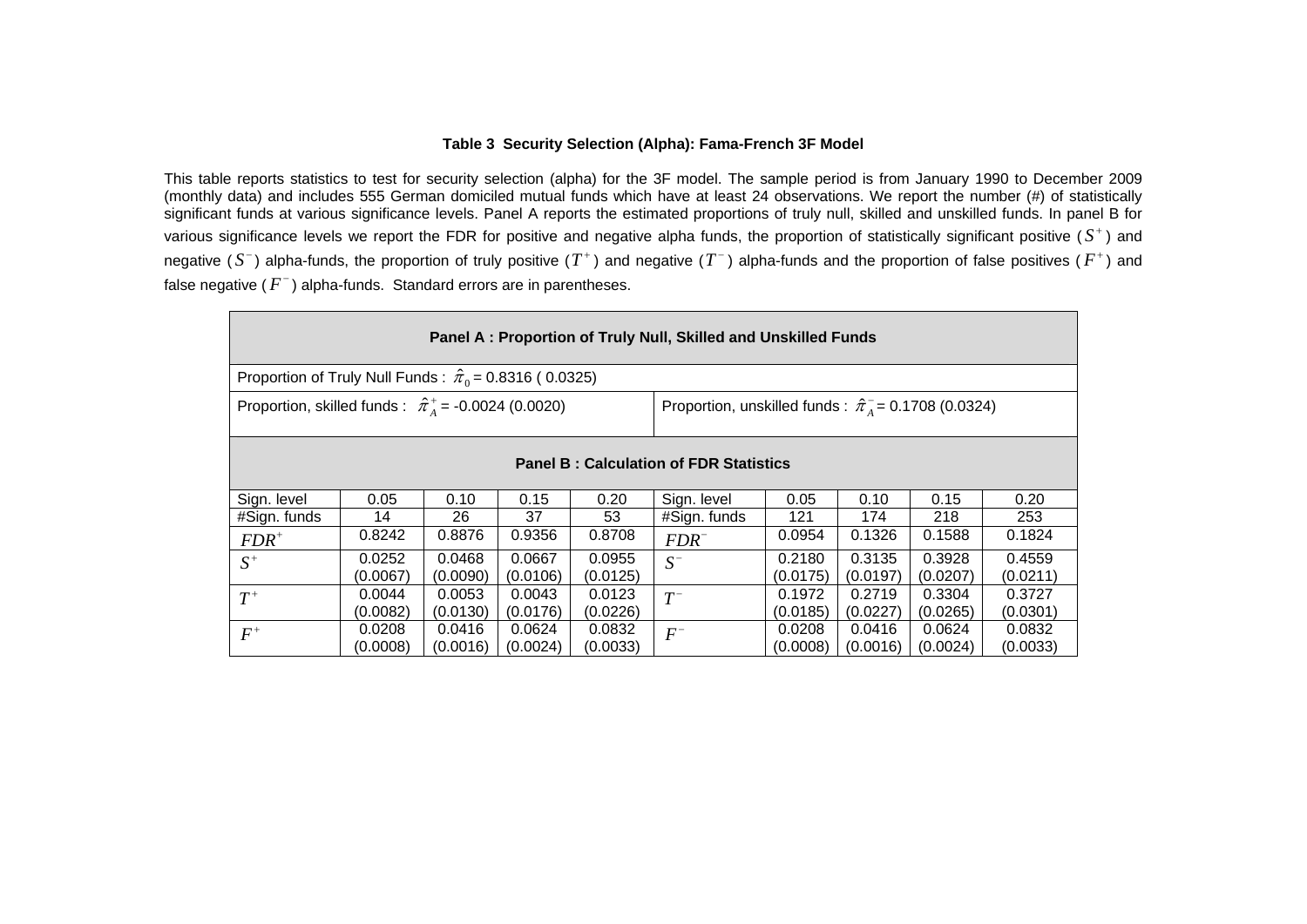**Table 3 Security Selection (Alpha): Fama-French 3F Model**

This table reports statistics to test for security selection (alpha) for the 3F model. The sample period is from January 1990 to December 2009 (monthly data) and includes 555 German domiciled mutual funds which have at least 24 observations. We report the number (#) of statistically significant funds at various significance levels. Panel A reports the estimated proportions of truly null, skilled and unskilled funds. In panel B for various significance levels we report the FDR for positive and negative alpha funds, the proportion of statistically significant positive ($S^+$) and negative ($S^-$) alpha-funds, the proportion of truly positive ($T^+$) and negative ($T^-$) alpha-funds and the proportion of false positives ($F^+$) and false negative ($F^-$) alpha-funds. Standard errors are in parentheses.

| **Panel A : Proportion of Truly Null, Skilled and Unskilled Funds** | | | | | | | | | |
|---|---|---|---|---|---|---|---|---|---|
| Proportion of Truly Null Funds : $\hat{\pi}_0$ = 0.8316 ( 0.0325) | | | | | | | | | |
| Proportion, skilled funds : $\hat{\pi}_A^+$ = -0.0024 (0.0020) | | | | | Proportion, unskilled funds : $\hat{\pi}_A^-$ = 0.1708 (0.0324) | | | | |
| **Panel B : Calculation of FDR Statistics** | | | | | | | | | |
| Sign. level | 0.05 | 0.10 | 0.15 | 0.20 | Sign. level | 0.05 | 0.10 | 0.15 | 0.20 |
| #Sign. funds | 14 | 26 | 37 | 53 | #Sign. funds | 121 | 174 | 218 | 253 |
| $FDR^+$ | 0.8242 | 0.8876 | 0.9356 | 0.8708 | $FDR^-$ | 0.0954 | 0.1326 | 0.1588 | 0.1824 |
| $S^+$ | 0.0252 (0.0067) | 0.0468 (0.0090) | 0.0667 (0.0106) | 0.0955 (0.0125) | $S^-$ | 0.2180 (0.0175) | 0.3135 (0.0197) | 0.3928 (0.0207) | 0.4559 (0.0211) |
| $T^+$ | 0.0044 (0.0082) | 0.0053 (0.0130) | 0.0043 (0.0176) | 0.0123 (0.0226) | $T^-$ | 0.1972 (0.0185) | 0.2719 (0.0227) | 0.3304 (0.0265) | 0.3727 (0.0301) |
| $F^+$ | 0.0208 (0.0008) | 0.0416 (0.0016) | 0.0624 (0.0024) | 0.0832 (0.0033) | $F^-$ | 0.0208 (0.0008) | 0.0416 (0.0016) | 0.0624 (0.0024) | 0.0832 (0.0033) |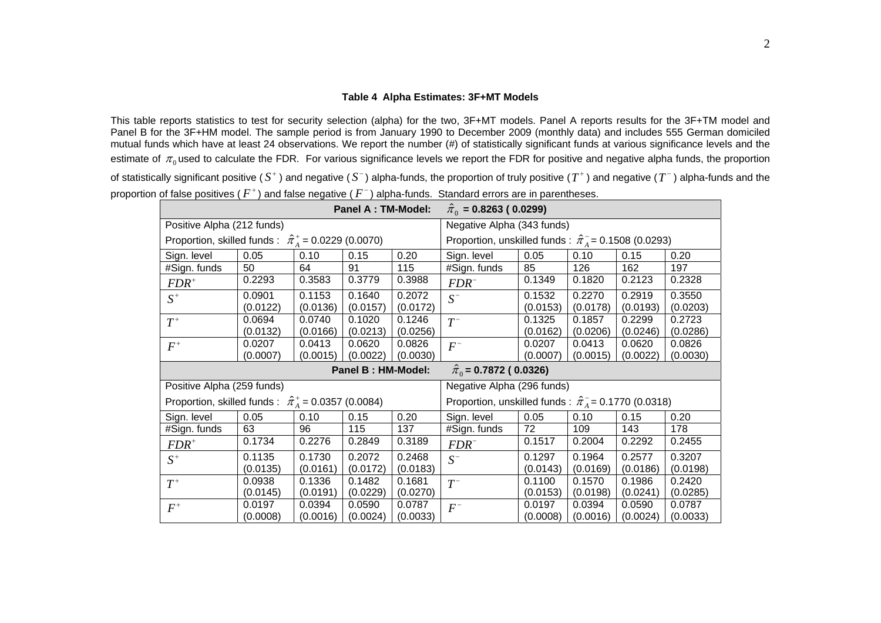### Table 4 Alpha Estimates: 3F+MT Models

This table reports statistics to test for security selection (alpha) for the two, 3F+MT models. Panel A reports results for the 3F+TM model and Panel B for the 3F+HM model. The sample period is from January 1990 to December 2009 (monthly data) and includes 555 German domiciled mutual funds which have at least 24 observations. We report the number (#) of statistically significant funds at various significance levels and the estimate of $\pi_0$ used to calculate the FDR. For various significance levels we report the FDR for positive and negative alpha funds, the proportion of statistically significant positive ($S^+$) and negative ($S^-$) alpha-funds, the proportion of truly positive ($T^+$) and negative ($T^-$) alpha-funds and the proportion of false positives ($F^+$) and false negative ($F^-$) alpha-funds. Standard errors are in parentheses.

| **Panel A : TM-Model:** $\hat{\pi}_0$ **= 0.8263 ( 0.0299)** | | | | | | | | | |
|---|---|---|---|---|---|---|---|---|---|
| Positive Alpha (212 funds) | | | | | Negative Alpha (343 funds) | | | | |
| Proportion, skilled funds : $\hat{\pi}_A^+$ = 0.0229 (0.0070) | | | | | Proportion, unskilled funds : $\hat{\pi}_A^-$ = 0.1508 (0.0293) | | | | |
| Sign. level | 0.05 | 0.10 | 0.15 | 0.20 | Sign. level | 0.05 | 0.10 | 0.15 | 0.20 |
| #Sign. funds | 50 | 64 | 91 | 115 | #Sign. funds | 85 | 126 | 162 | 197 |
| $FDR^+$ | 0.2293 | 0.3583 | 0.3779 | 0.3988 | $FDR^-$ | 0.1349 | 0.1820 | 0.2123 | 0.2328 |
| $S^+$ | 0.0901 (0.0122) | 0.1153 (0.0136) | 0.1640 (0.0157) | 0.2072 (0.0172) | $S^-$ | 0.1532 (0.0153) | 0.2270 (0.0178) | 0.2919 (0.0193) | 0.3550 (0.0203) |
| $T^+$ | 0.0694 (0.0132) | 0.0740 (0.0166) | 0.1020 (0.0213) | 0.1246 (0.0256) | $T^-$ | 0.1325 (0.0162) | 0.1857 (0.0206) | 0.2299 (0.0246) | 0.2723 (0.0286) |
| $F^+$ | 0.0207 (0.0007) | 0.0413 (0.0015) | 0.0620 (0.0022) | 0.0826 (0.0030) | $F^-$ | 0.0207 (0.0007) | 0.0413 (0.0015) | 0.0620 (0.0022) | 0.0826 (0.0030) |
| **Panel B : HM-Model:** $\hat{\pi}_0$ **= 0.7872 ( 0.0326)** | | | | | | | | | |
| Positive Alpha (259 funds) | | | | | Negative Alpha (296 funds) | | | | |
| Proportion, skilled funds : $\hat{\pi}_A^+$ = 0.0357 (0.0084) | | | | | Proportion, unskilled funds : $\hat{\pi}_A^-$ = 0.1770 (0.0318) | | | | |
| Sign. level | 0.05 | 0.10 | 0.15 | 0.20 | Sign. level | 0.05 | 0.10 | 0.15 | 0.20 |
| #Sign. funds | 63 | 96 | 115 | 137 | #Sign. funds | 72 | 109 | 143 | 178 |
| $FDR^+$ | 0.1734 | 0.2276 | 0.2849 | 0.3189 | $FDR^-$ | 0.1517 | 0.2004 | 0.2292 | 0.2455 |
| $S^+$ | 0.1135 (0.0135) | 0.1730 (0.0161) | 0.2072 (0.0172) | 0.2468 (0.0183) | $S^-$ | 0.1297 (0.0143) | 0.1964 (0.0169) | 0.2577 (0.0186) | 0.3207 (0.0198) |
| $T^+$ | 0.0938 (0.0145) | 0.1336 (0.0191) | 0.1482 (0.0229) | 0.1681 (0.0270) | $T^-$ | 0.1100 (0.0153) | 0.1570 (0.0198) | 0.1986 (0.0241) | 0.2420 (0.0285) |
| $F^+$ | 0.0197 (0.0008) | 0.0394 (0.0016) | 0.0590 (0.0024) | 0.0787 (0.0033) | $F^-$ | 0.0197 (0.0008) | 0.0394 (0.0016) | 0.0590 (0.0024) | 0.0787 (0.0033) |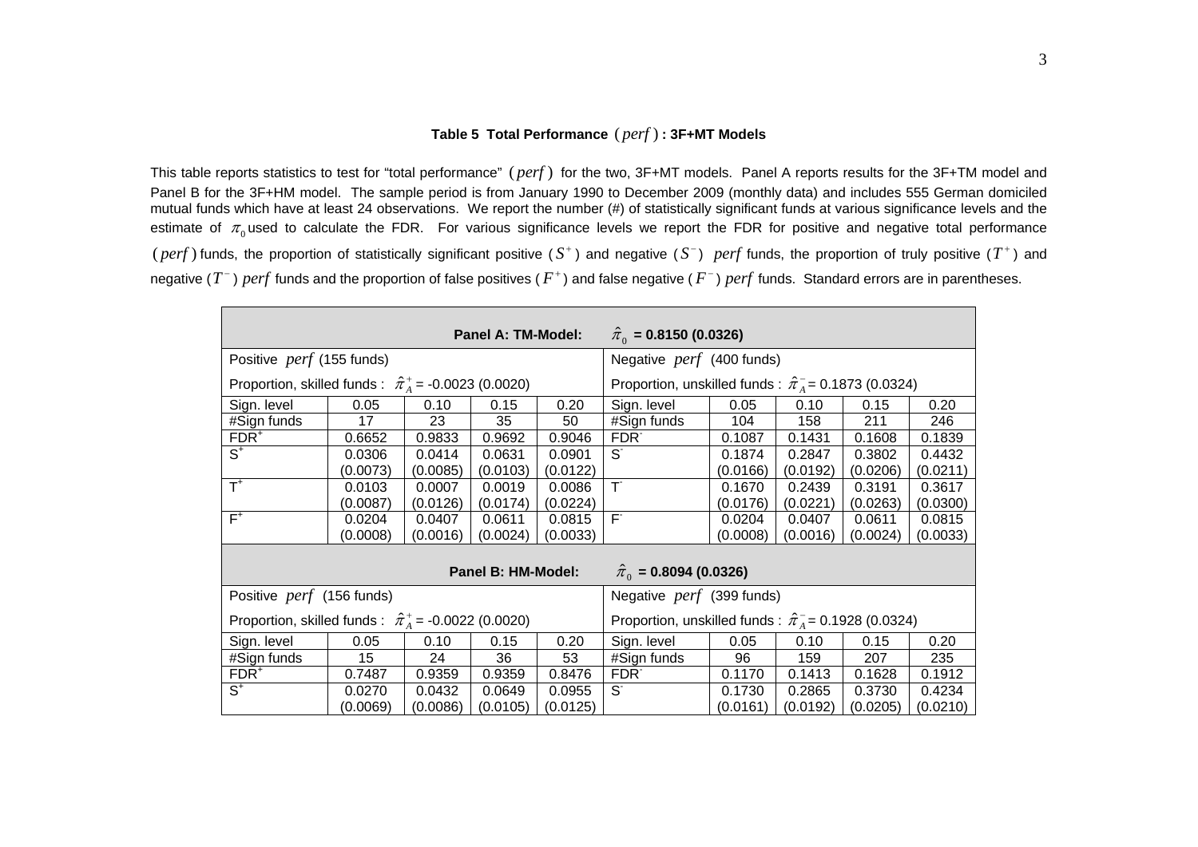**Table 5 Total Performance $(perf)$ : 3F+MT Models**

This table reports statistics to test for "total performance" $(perf)$ for the two, 3F+MT models. Panel A reports results for the 3F+TM model and Panel B for the 3F+HM model. The sample period is from January 1990 to December 2009 (monthly data) and includes 555 German domiciled mutual funds which have at least 24 observations. We report the number (#) of statistically significant funds at various significance levels and the estimate of $\pi_0$ used to calculate the FDR. For various significance levels we report the FDR for positive and negative total performance $(perf)$ funds, the proportion of statistically significant positive ($S^+$) and negative ($S^-$) $perf$ funds, the proportion of truly positive ($T^+$) and negative ($T^-$) $perf$ funds and the proportion of false positives ($F^+$) and false negative ($F^-$) $perf$ funds. Standard errors are in parentheses.

| **Panel A: TM-Model:** $\hat{\pi}_0$ **= 0.8150 (0.0326)** | | | | | | | | | |
|---|---|---|---|---|---|---|---|---|---|
| Positive $perf$ (155 funds) | | | | | Negative $perf$ (400 funds) | | | | |
| Proportion, skilled funds : $\hat{\pi}_A^+$ = -0.0023 (0.0020) | | | | | Proportion, unskilled funds : $\hat{\pi}_A^-$ = 0.1873 (0.0324) | | | | |
| Sign. level | 0.05 | 0.10 | 0.15 | 0.20 | Sign. level | 0.05 | 0.10 | 0.15 | 0.20 |
| #Sign funds | 17 | 23 | 35 | 50 | #Sign funds | 104 | 158 | 211 | 246 |
| $FDR^+$ | 0.6652 | 0.9833 | 0.9692 | 0.9046 | $FDR^-$ | 0.1087 | 0.1431 | 0.1608 | 0.1839 |
| $S^+$ | 0.0306 | 0.0414 | 0.0631 | 0.0901 | $S^-$ | 0.1874 | 0.2847 | 0.3802 | 0.4432 |
| | (0.0073) | (0.0085) | (0.0103) | (0.0122) | | (0.0166) | (0.0192) | (0.0206) | (0.0211) |
| $T^+$ | 0.0103 | 0.0007 | 0.0019 | 0.0086 | $T^-$ | 0.1670 | 0.2439 | 0.3191 | 0.3617 |
| | (0.0087) | (0.0126) | (0.0174) | (0.0224) | | (0.0176) | (0.0221) | (0.0263) | (0.0300) |
| $F^+$ | 0.0204 | 0.0407 | 0.0611 | 0.0815 | $F^-$ | 0.0204 | 0.0407 | 0.0611 | 0.0815 |
| | (0.0008) | (0.0016) | (0.0024) | (0.0033) | | (0.0008) | (0.0016) | (0.0024) | (0.0033) |
| **Panel B: HM-Model:** $\hat{\pi}_0$ **= 0.8094 (0.0326)** | | | | | | | | | |
| Positive $perf$ (156 funds) | | | | | Negative $perf$ (399 funds) | | | | |
| Proportion, skilled funds : $\hat{\pi}_A^+$ = -0.0022 (0.0020) | | | | | Proportion, unskilled funds : $\hat{\pi}_A^-$ = 0.1928 (0.0324) | | | | |
| Sign. level | 0.05 | 0.10 | 0.15 | 0.20 | Sign. level | 0.05 | 0.10 | 0.15 | 0.20 |
| #Sign funds | 15 | 24 | 36 | 53 | #Sign funds | 96 | 159 | 207 | 235 |
| $FDR^+$ | 0.7487 | 0.9359 | 0.9359 | 0.8476 | $FDR^-$ | 0.1170 | 0.1413 | 0.1628 | 0.1912 |
| $S^+$ | 0.0270 | 0.0432 | 0.0649 | 0.0955 | $S^-$ | 0.1730 | 0.2865 | 0.3730 | 0.4234 |
| | (0.0069) | (0.0086) | (0.0105) | (0.0125) | | (0.0161) | (0.0192) | (0.0205) | (0.0210) |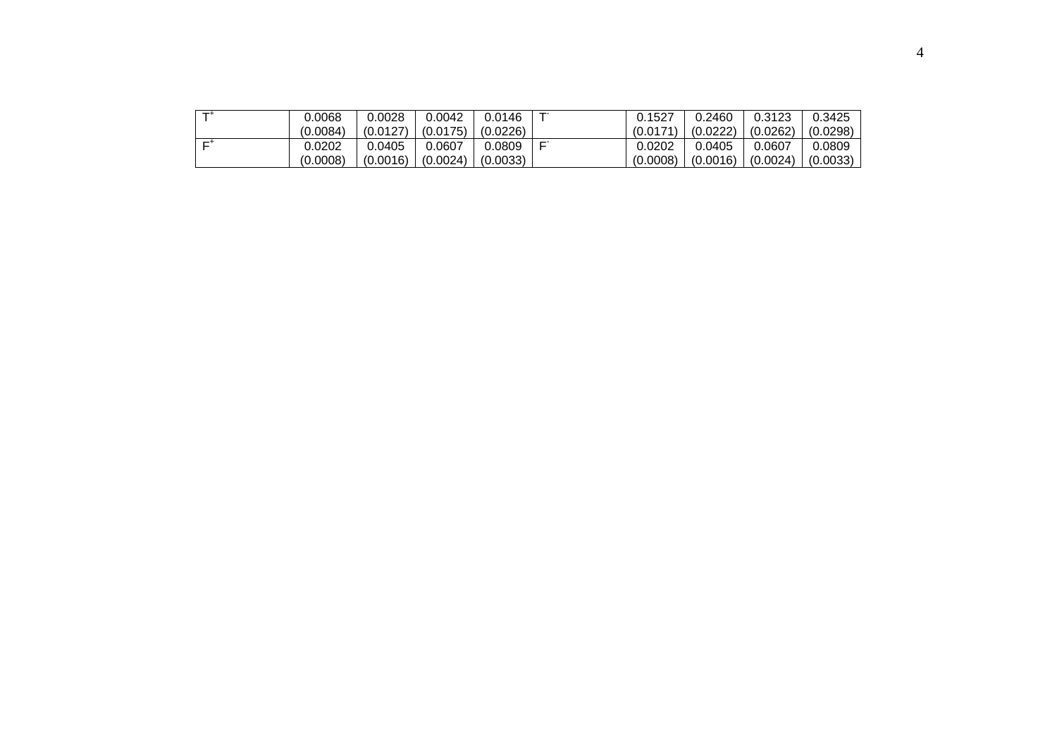| $T^+$ | 0.0068 (0.0084) | 0.0028 (0.0127) | 0.0042 (0.0175) | 0.0146 (0.0226) | $T^-$ | 0.1527 (0.0171) | 0.2460 (0.0222) | 0.3123 (0.0262) | 0.3425 (0.0298) |
|---|---|---|---|---|---|---|---|---|---|
| $F^+$ | 0.0202 (0.0008) | 0.0405 (0.0016) | 0.0607 (0.0024) | 0.0809 (0.0033) | $F^-$ | 0.0202 (0.0008) | 0.0405 (0.0016) | 0.0607 (0.0024) | 0.0809 (0.0033) |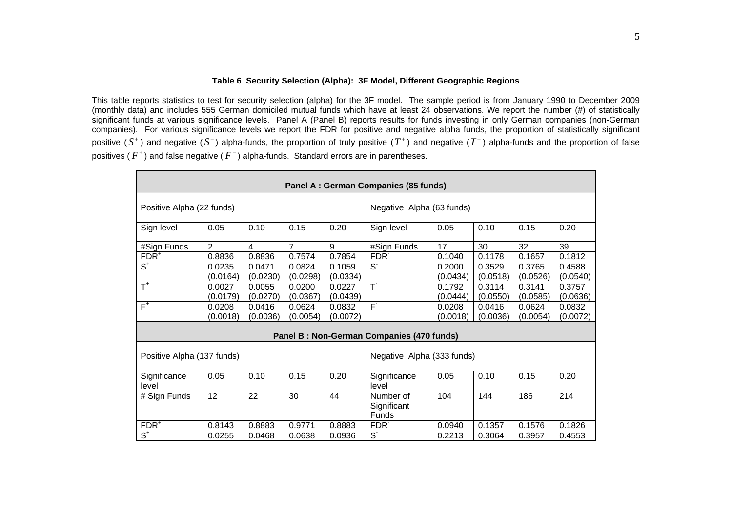**Table 6 Security Selection (Alpha): 3F Model, Different Geographic Regions**

This table reports statistics to test for security selection (alpha) for the 3F model. The sample period is from January 1990 to December 2009 (monthly data) and includes 555 German domiciled mutual funds which have at least 24 observations. We report the number (#) of statistically significant funds at various significance levels. Panel A (Panel B) reports results for funds investing in only German companies (non-German companies). For various significance levels we report the FDR for positive and negative alpha funds, the proportion of statistically significant positive ($S^+$) and negative ($S^-$) alpha-funds, the proportion of truly positive ($T^+$) and negative ($T^-$) alpha-funds and the proportion of false positives ($F^+$) and false negative ($F^-$) alpha-funds. Standard errors are in parentheses.

| Panel A : German Companies (85 funds) | | | | | | | | | |
|---|---|---|---|---|---|---|---|---|---|
| Positive Alpha (22 funds) | | | | | Negative Alpha (63 funds) | | | | |
| Sign level | 0.05 | 0.10 | 0.15 | 0.20 | Sign level | 0.05 | 0.10 | 0.15 | 0.20 |
| #Sign Funds | 2 | 4 | 7 | 9 | #Sign Funds | 17 | 30 | 32 | 39 |
| $FDR^+$ | 0.8836 | 0.8836 | 0.7574 | 0.7854 | $FDR^-$ | 0.1040 | 0.1178 | 0.1657 | 0.1812 |
| $S^+$ | 0.0235 (0.0164) | 0.0471 (0.0230) | 0.0824 (0.0298) | 0.1059 (0.0334) | $S^-$ | 0.2000 (0.0434) | 0.3529 (0.0518) | 0.3765 (0.0526) | 0.4588 (0.0540) |
| $T^+$ | 0.0027 (0.0179) | 0.0055 (0.0270) | 0.0200 (0.0367) | 0.0227 (0.0439) | $T^-$ | 0.1792 (0.0444) | 0.3114 (0.0550) | 0.3141 (0.0585) | 0.3757 (0.0636) |
| $F^+$ | 0.0208 (0.0018) | 0.0416 (0.0036) | 0.0624 (0.0054) | 0.0832 (0.0072) | $F^-$ | 0.0208 (0.0018) | 0.0416 (0.0036) | 0.0624 (0.0054) | 0.0832 (0.0072) |
| **Panel B : Non-German Companies (470 funds)** | | | | | | | | | |
| Positive Alpha (137 funds) | | | | | Negative Alpha (333 funds) | | | | |
| Significance level | 0.05 | 0.10 | 0.15 | 0.20 | Significance level | 0.05 | 0.10 | 0.15 | 0.20 |
| # Sign Funds | 12 | 22 | 30 | 44 | Number of Significant Funds | 104 | 144 | 186 | 214 |
| $FDR^+$ | 0.8143 | 0.8883 | 0.9771 | 0.8883 | $FDR^-$ | 0.0940 | 0.1357 | 0.1576 | 0.1826 |
| $S^+$ | 0.0255 | 0.0468 | 0.0638 | 0.0936 | $S^-$ | 0.2213 | 0.3064 | 0.3957 | 0.4553 |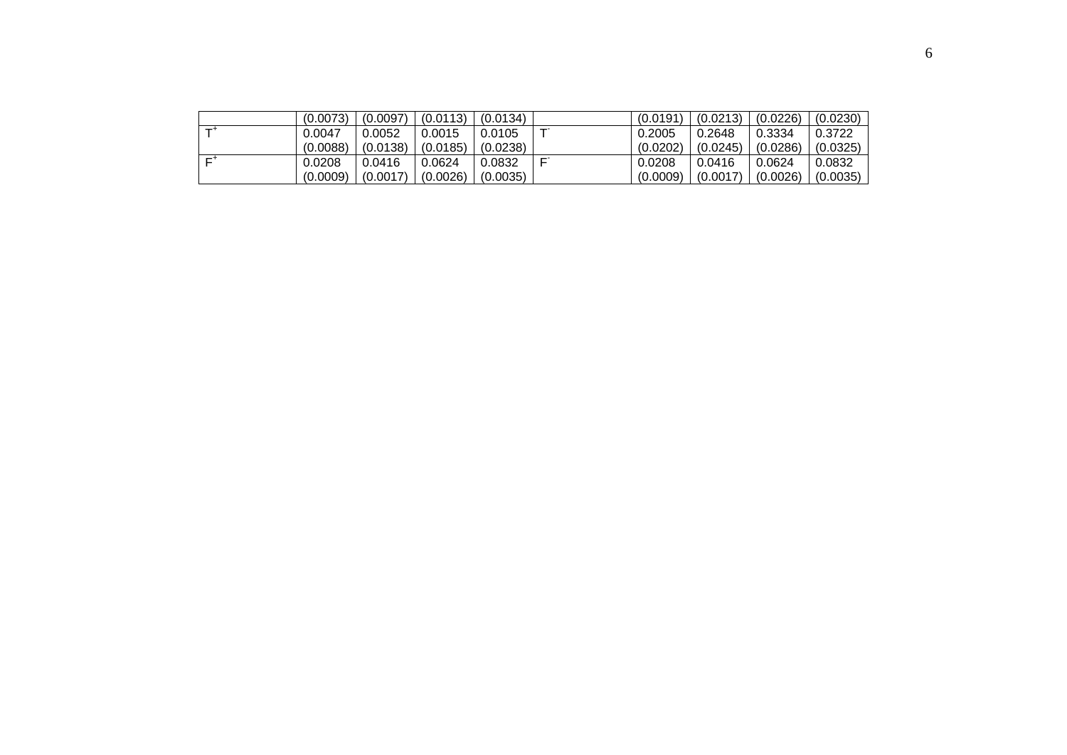| | (0.0073) | (0.0097) | (0.0113) | (0.0134) | | (0.0191) | (0.0213) | (0.0226) | (0.0230) |
|---|---|---|---|---|---|---|---|---|---|
| $T^+$ | 0.0047<br>(0.0088) | 0.0052<br>(0.0138) | 0.0015<br>(0.0185) | 0.0105<br>(0.0238) | $T^-$ | 0.2005<br>(0.0202) | 0.2648<br>(0.0245) | 0.3334<br>(0.0286) | 0.3722<br>(0.0325) |
| $F^+$ | 0.0208<br>(0.0009) | 0.0416<br>(0.0017) | 0.0624<br>(0.0026) | 0.0832<br>(0.0035) | $F^-$ | 0.0208<br>(0.0009) | 0.0416<br>(0.0017) | 0.0624<br>(0.0026) | 0.0832<br>(0.0035) |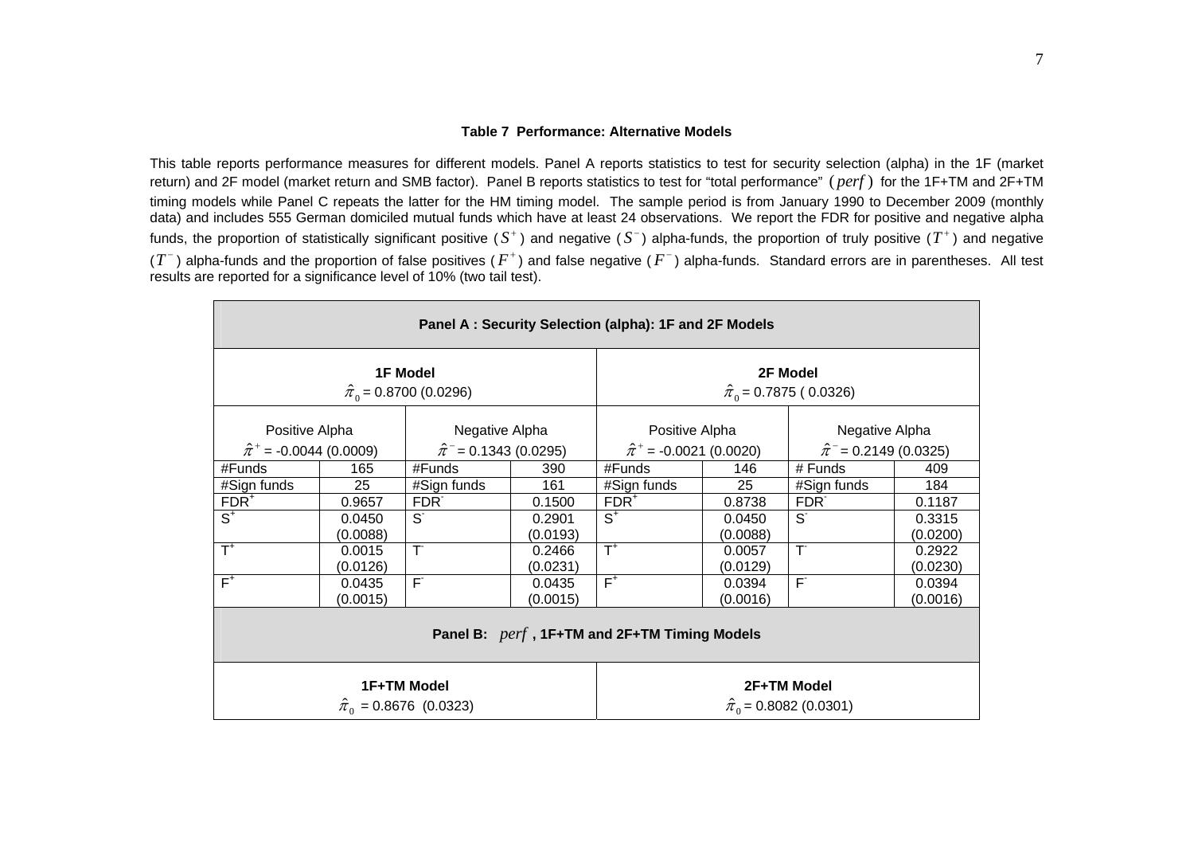**Table 7 Performance: Alternative Models**

This table reports performance measures for different models. Panel A reports statistics to test for security selection (alpha) in the 1F (market return) and 2F model (market return and SMB factor). Panel B reports statistics to test for "total performance" $(perf)$ for the 1F+TM and 2F+TM timing models while Panel C repeats the latter for the HM timing model. The sample period is from January 1990 to December 2009 (monthly data) and includes 555 German domiciled mutual funds which have at least 24 observations. We report the FDR for positive and negative alpha funds, the proportion of statistically significant positive ($S^+$) and negative ($S^-$) alpha-funds, the proportion of truly positive ($T^+$) and negative ($T^-$) alpha-funds and the proportion of false positives ($F^+$) and false negative ($F^-$) alpha-funds. Standard errors are in parentheses. All test results are reported for a significance level of 10% (two tail test).

| **Panel A : Security Selection (alpha): 1F and 2F Models** | | | | | | | |
|---|---|---|---|---|---|---|---|
| **1F Model** $\hat{\pi}_0$ = 0.8700 (0.0296) | | | | **2F Model** $\hat{\pi}_0$ = 0.7875 ( 0.0326) | | | |
| Positive Alpha $\hat{\pi}^+$ = -0.0044 (0.0009) | | Negative Alpha $\hat{\pi}^-$ = 0.1343 (0.0295) | | Positive Alpha $\hat{\pi}^+$ = -0.0021 (0.0020) | | Negative Alpha $\hat{\pi}^-$ = 0.2149 (0.0325) | |
| #Funds | 165 | #Funds | 390 | #Funds | 146 | # Funds | 409 |
| #Sign funds | 25 | #Sign funds | 161 | #Sign funds | 25 | #Sign funds | 184 |
| $FDR^+$ | 0.9657 | $FDR^-$ | 0.1500 | $FDR^+$ | 0.8738 | $FDR^-$ | 0.1187 |
| $S^+$ | 0.0450 (0.0088) | $S^-$ | 0.2901 (0.0193) | $S^+$ | 0.0450 (0.0088) | $S^-$ | 0.3315 (0.0200) |
| $T^+$ | 0.0015 (0.0126) | $T^-$ | 0.2466 (0.0231) | $T^+$ | 0.0057 (0.0129) | $T^-$ | 0.2922 (0.0230) |
| $F^+$ | 0.0435 (0.0015) | $F^-$ | 0.0435 (0.0015) | $F^+$ | 0.0394 (0.0016) | $F^-$ | 0.0394 (0.0016) |
| **Panel B:** $perf$ **, 1F+TM and 2F+TM Timing Models** | | | | | | | |
| **1F+TM Model** $\hat{\pi}_0$ = 0.8676 (0.0323) | | | | **2F+TM Model** $\hat{\pi}_0$ = 0.8082 (0.0301) | | | |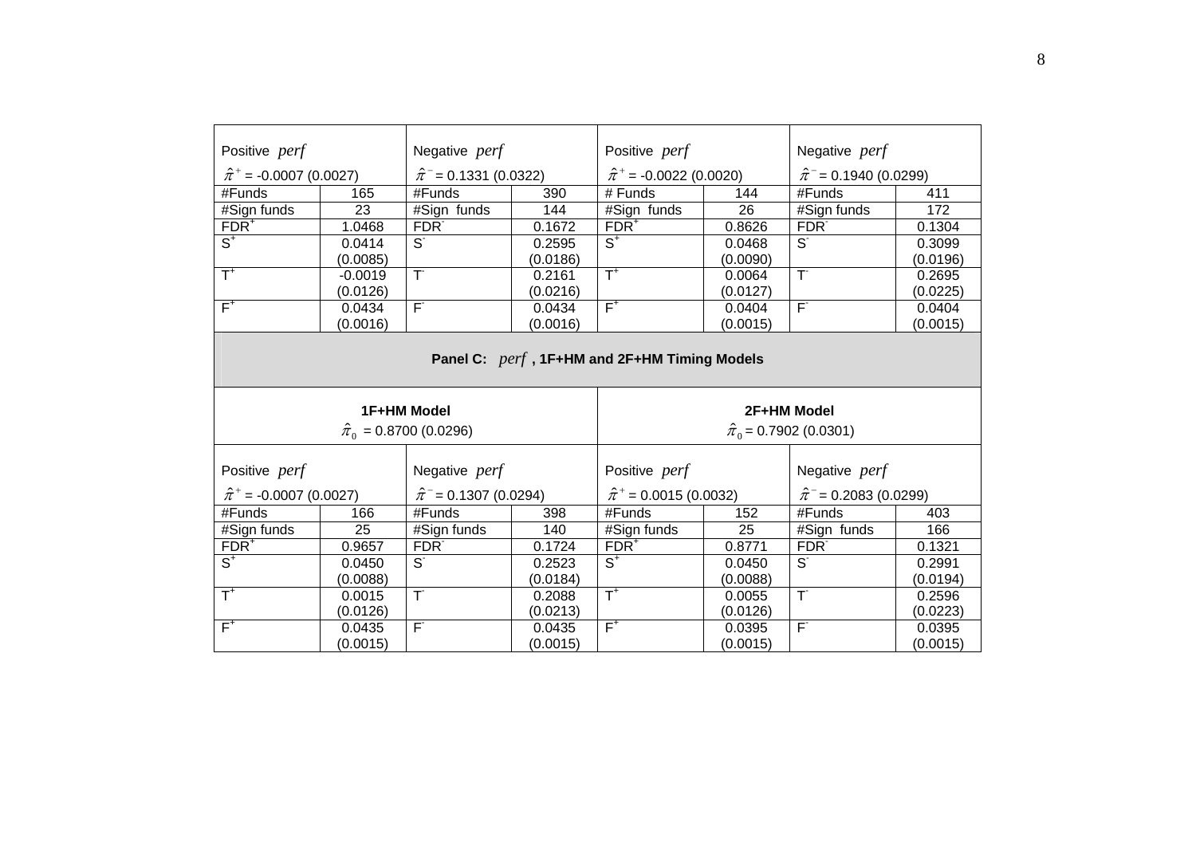| Positive $perf$ | | Negative $perf$ | | Positive $perf$ | | Negative $perf$ | |
|---|---|---|---|---|---|---|---|
| $\hat{\pi}^{+}$ = -0.0007 (0.0027) | | $\hat{\pi}^{-}$ = 0.1331 (0.0322) | | $\hat{\pi}^{+}$ = -0.0022 (0.0020) | | $\hat{\pi}^{-}$ = 0.1940 (0.0299) | |
| #Funds | 165 | #Funds | 390 | # Funds | 144 | #Funds | 411 |
| #Sign funds | 23 | #Sign funds | 144 | #Sign funds | 26 | #Sign funds | 172 |
| $FDR^{+}$ | 1.0468 | $FDR^{-}$ | 0.1672 | $FDR^{+}$ | 0.8626 | $FDR^{-}$ | 0.1304 |
| $S^{+}$ | 0.0414 (0.0085) | $S^{-}$ | 0.2595 (0.0186) | $S^{+}$ | 0.0468 (0.0090) | $S^{-}$ | 0.3099 (0.0196) |
| $T^{+}$ | -0.0019 (0.0126) | $T^{-}$ | 0.2161 (0.0216) | $T^{+}$ | 0.0064 (0.0127) | $T^{-}$ | 0.2695 (0.0225) |
| $F^{+}$ | 0.0434 (0.0016) | $F^{-}$ | 0.0434 (0.0016) | $F^{+}$ | 0.0404 (0.0015) | $F^{-}$ | 0.0404 (0.0015) |

**Panel C: $perf$ , 1F+HM and 2F+HM Timing Models**

| 1F+HM Model | | | | 2F+HM Model | | | |
|---|---|---|---|---|---|---|---|
| $\hat{\pi}_0$ = 0.8700 (0.0296) | | | | $\hat{\pi}_0$ = 0.7902 (0.0301) | | | |
| Positive $perf$ | | Negative $perf$ | | Positive $perf$ | | Negative $perf$ | |
| $\hat{\pi}^{+}$ = -0.0007 (0.0027) | | $\hat{\pi}^{-}$ = 0.1307 (0.0294) | | $\hat{\pi}^{+}$ = 0.0015 (0.0032) | | $\hat{\pi}^{-}$ = 0.2083 (0.0299) | |
| #Funds | 166 | #Funds | 398 | #Funds | 152 | #Funds | 403 |
| #Sign funds | 25 | #Sign funds | 140 | #Sign funds | 25 | #Sign funds | 166 |
| $FDR^{+}$ | 0.9657 | $FDR^{-}$ | 0.1724 | $FDR^{+}$ | 0.8771 | $FDR^{-}$ | 0.1321 |
| $S^{+}$ | 0.0450 (0.0088) | $S^{-}$ | 0.2523 (0.0184) | $S^{+}$ | 0.0450 (0.0088) | $S^{-}$ | 0.2991 (0.0194) |
| $T^{+}$ | 0.0015 (0.0126) | $T^{-}$ | 0.2088 (0.0213) | $T^{+}$ | 0.0055 (0.0126) | $T^{-}$ | 0.2596 (0.0223) |
| $F^{+}$ | 0.0435 (0.0015) | $F^{-}$ | 0.0435 (0.0015) | $F^{+}$ | 0.0395 (0.0015) | $F^{-}$ | 0.0395 (0.0015) |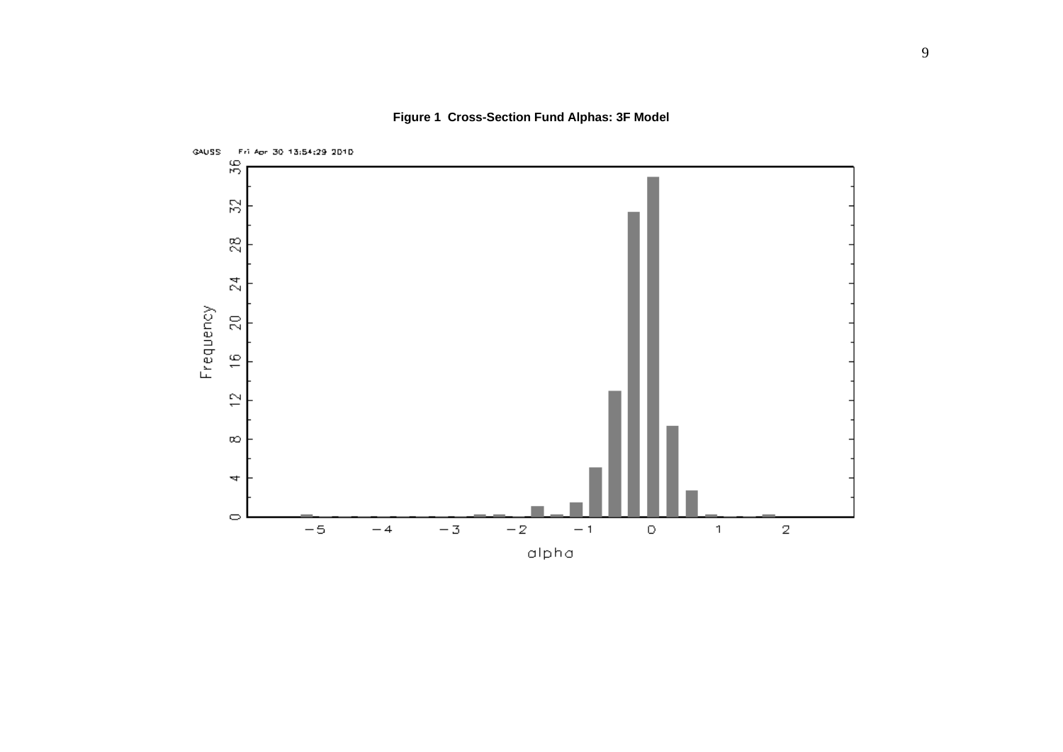**Figure 1 Cross-Section Fund Alphas: 3F Model**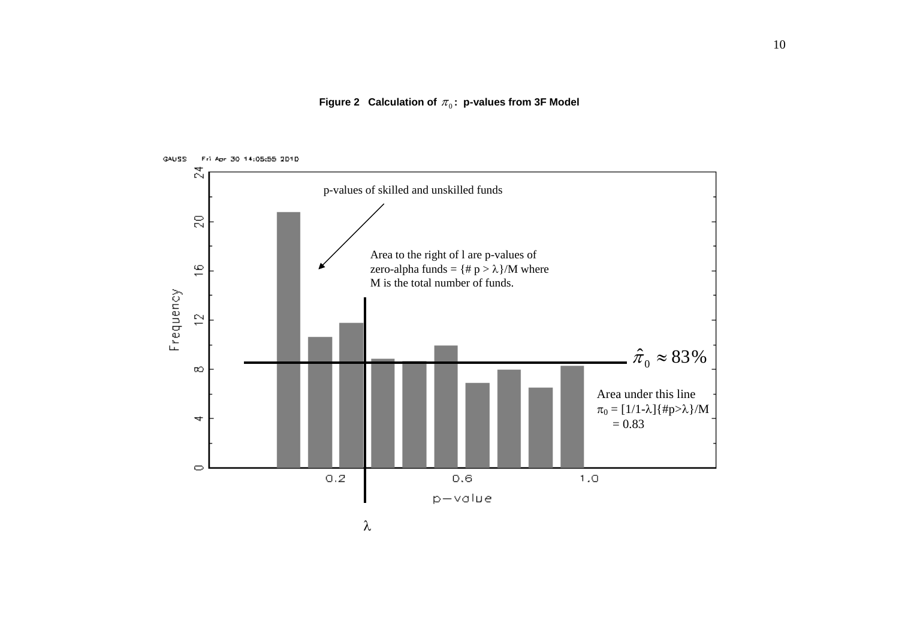**Figure 2 Calculation of $\pi_0$: p-values from 3F Model**

GAUSS Fri Apr 30 14:05:55 2010

p-values of skilled and unskilled funds

Area to the right of l are p-values of zero-alpha funds = {# p > $\lambda$}/M where M is the total number of funds.

$\hat{\pi}_0 \approx 83\%$

Area under this line
$\pi_0$ = [1/1-$\lambda$]{#p>$\lambda$}/M
= 0.83

Frequency

p−value

$\lambda$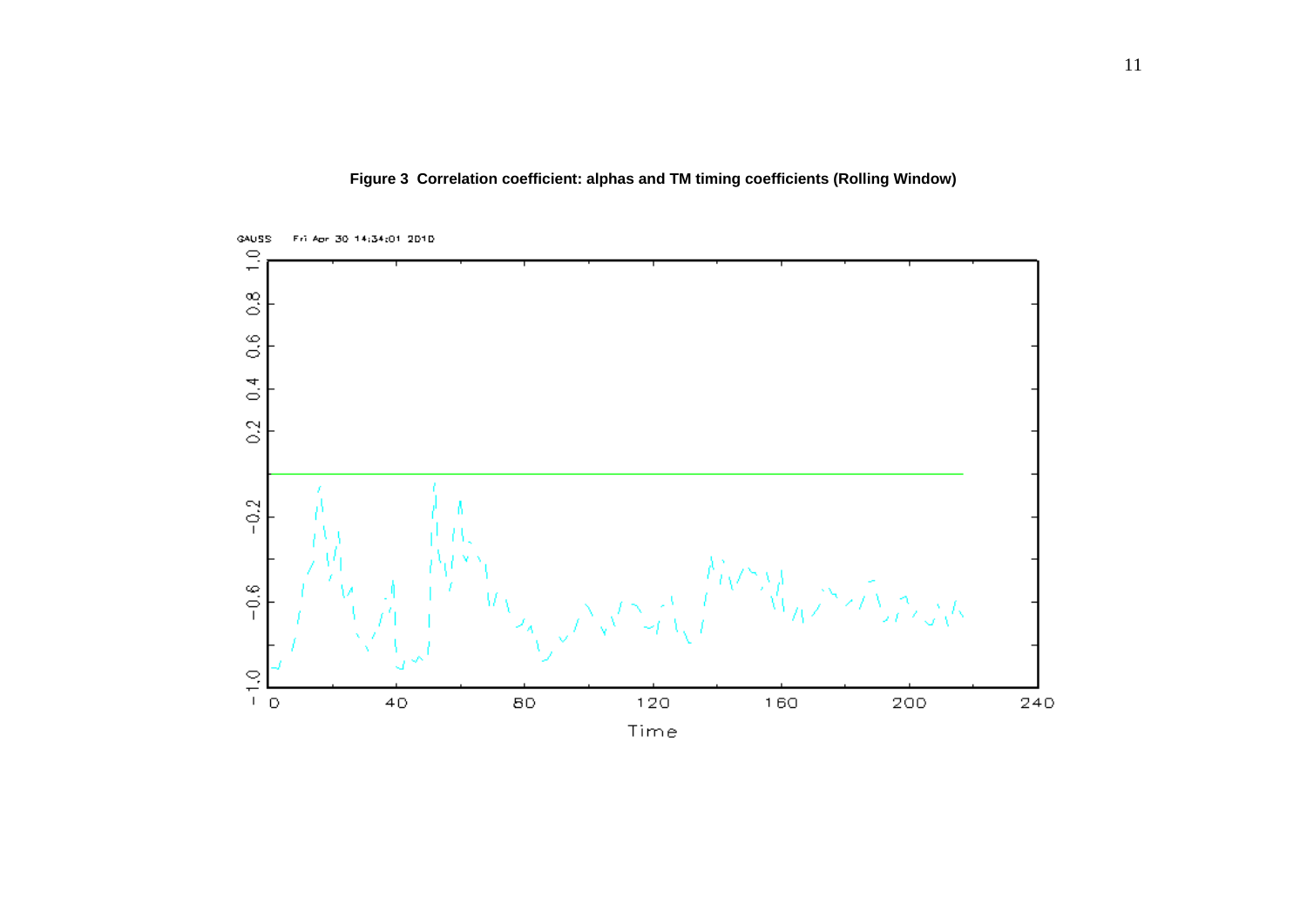**Figure 3 Correlation coefficient: alphas and TM timing coefficients (Rolling Window)**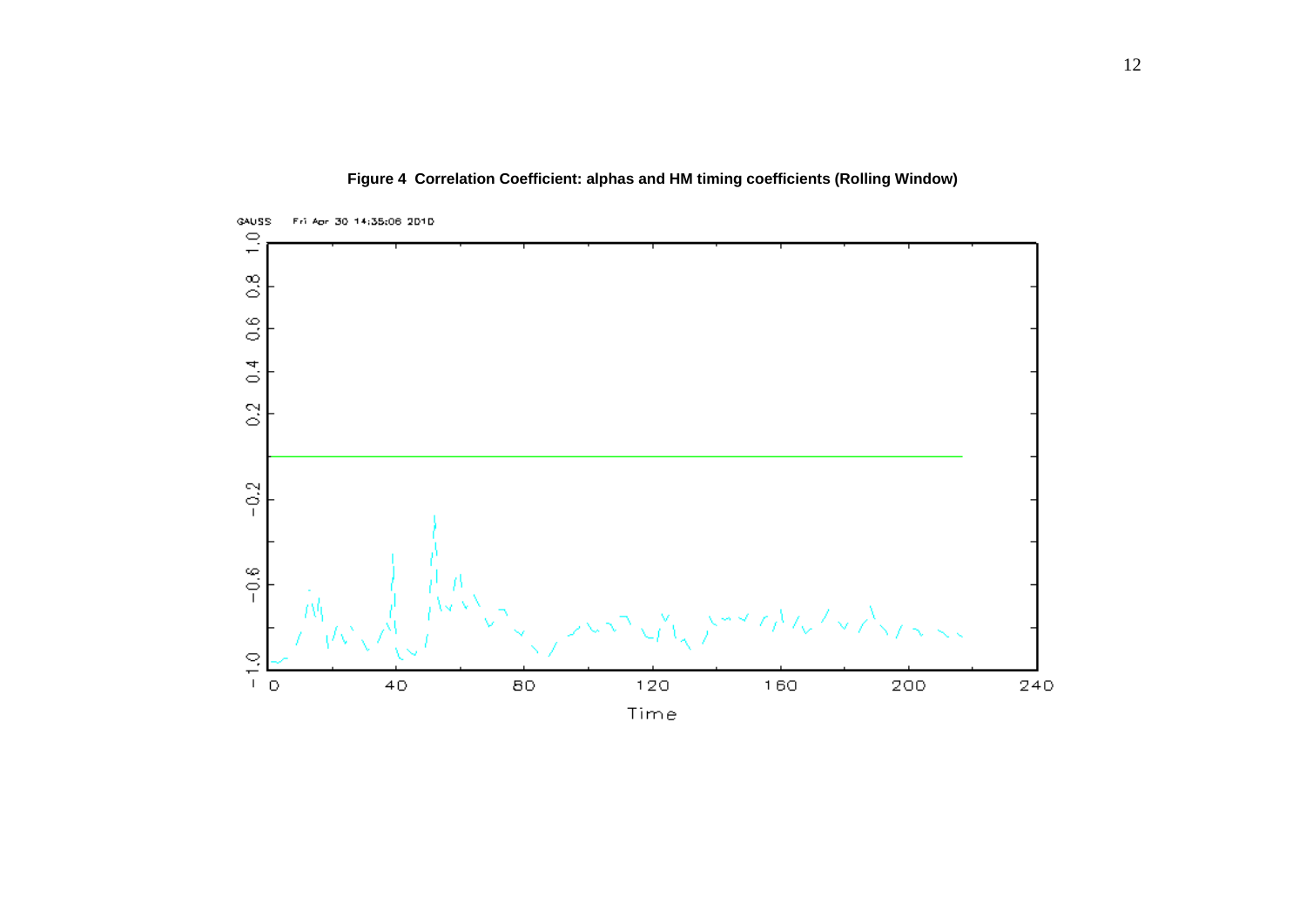**Figure 4 Correlation Coefficient: alphas and HM timing coefficients (Rolling Window)**

GAUSS Fri Apr 30 14:35:06 2010

1.0
0.8
0.6
0.4
0.2
-0.2
-0.6
-1.0

0
40
80
120
160
200
240

Time